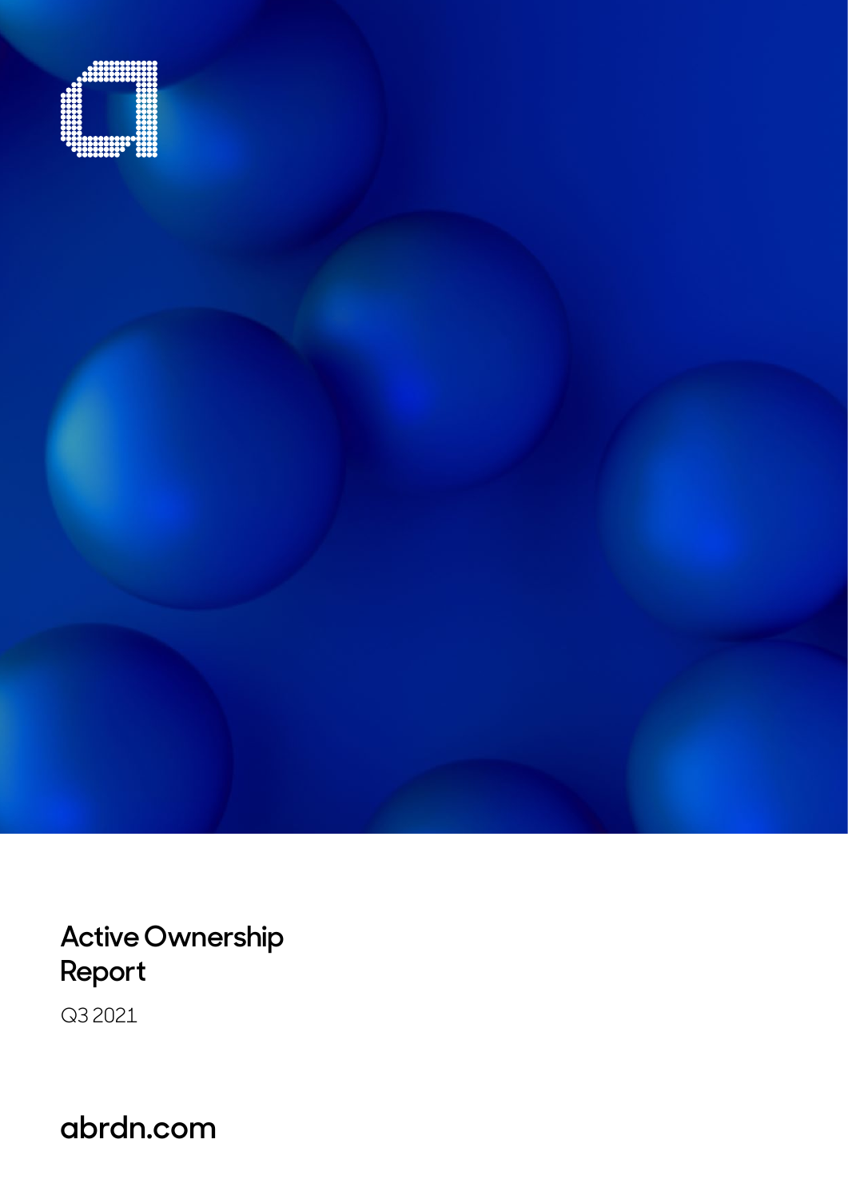# Active Ownership Report

Q3 2021

abrdn.com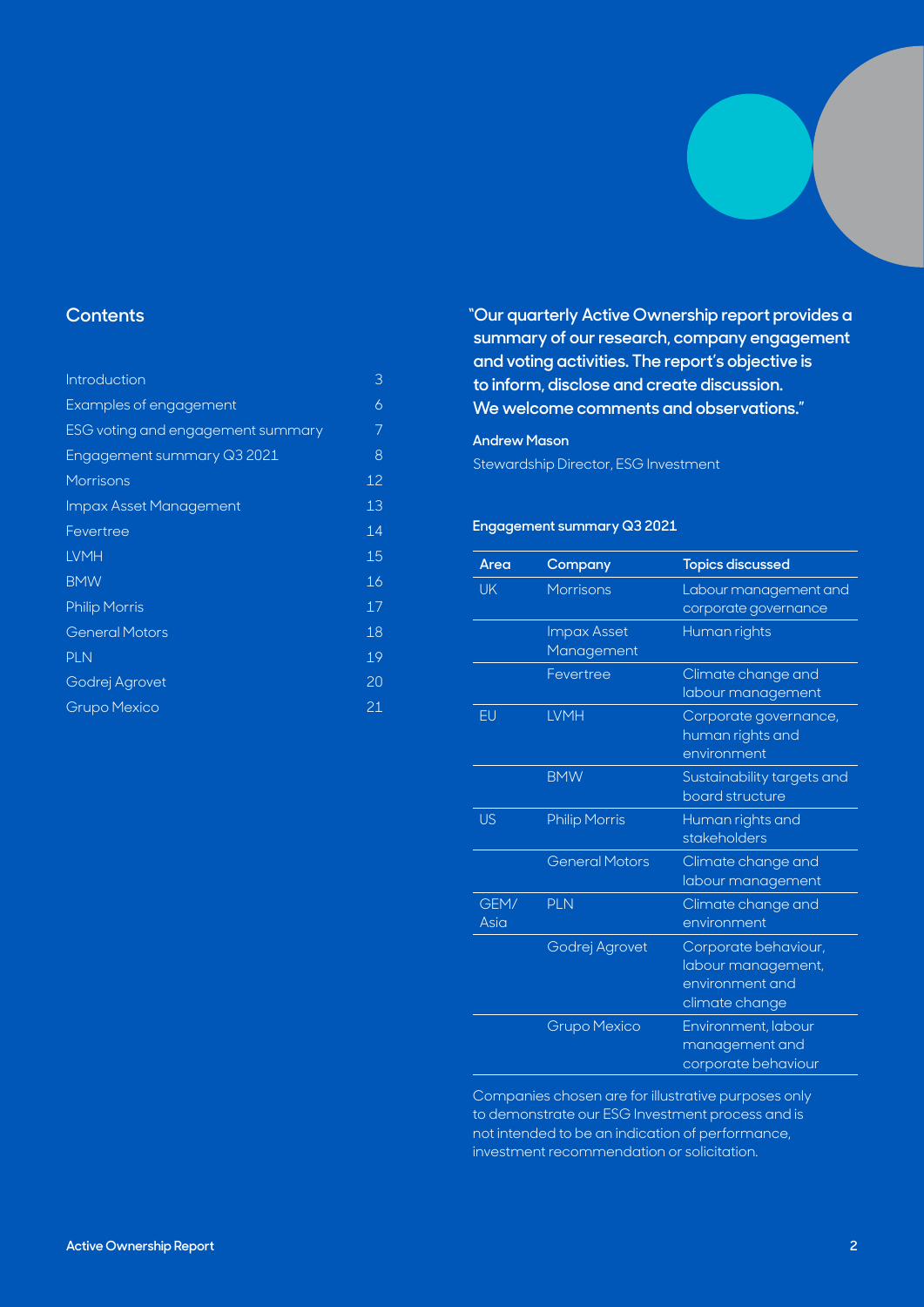## Contents

| | |
|---|---|
| Introduction | 3 |
| Examples of engagement | 6 |
| ESG voting and engagement summary | 7 |
| Engagement summary Q3 2021 | 8 |
| Morrisons | 12 |
| Impax Asset Management | 13 |
| Fevertree | 14 |
| LVMH | 15 |
| BMW | 16 |
| Philip Morris | 17 |
| General Motors | 18 |
| PLN | 19 |
| Godrej Agrovet | 20 |
| Grupo Mexico | 21 |

**"Our quarterly Active Ownership report provides a summary of our research, company engagement and voting activities. The report's objective is to inform, disclose and create discussion. We welcome comments and observations."**

**Andrew Mason**

Stewardship Director, ESG Investment

### Engagement summary Q3 2021

| Area | Company | Topics discussed |
|---|---|---|
| UK | Morrisons | Labour management and corporate governance |
| | Impax Asset Management | Human rights |
| | Fevertree | Climate change and labour management |
| EU | LVMH | Corporate governance, human rights and environment |
| | BMW | Sustainability targets and board structure |
| US | Philip Morris | Human rights and stakeholders |
| | General Motors | Climate change and labour management |
| GEM/ Asia | PLN | Climate change and environment |
| | Godrej Agrovet | Corporate behaviour, labour management, environment and climate change |
| | Grupo Mexico | Environment, labour management and corporate behaviour |

Companies chosen are for illustrative purposes only to demonstrate our ESG Investment process and is not intended to be an indication of performance, investment recommendation or solicitation.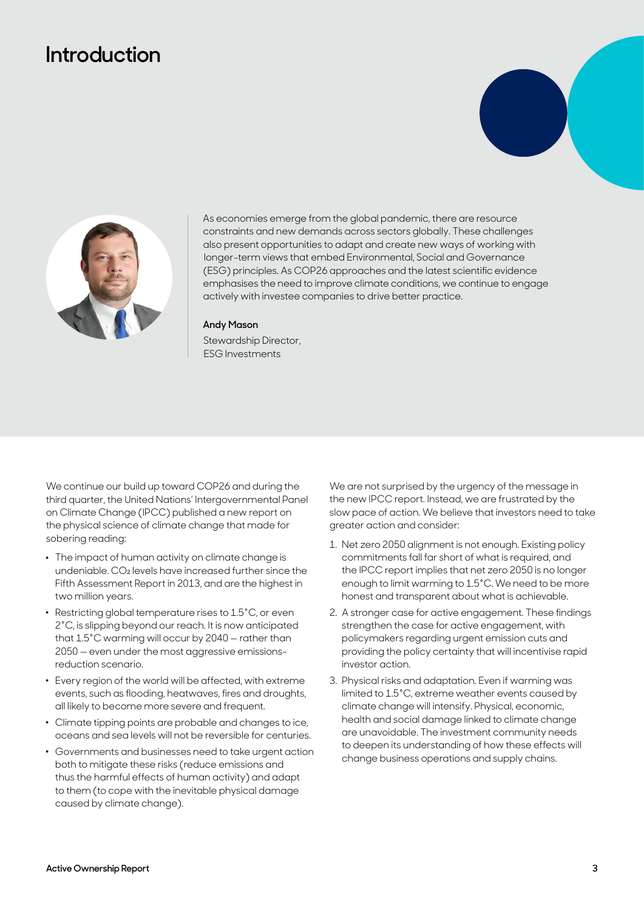# Introduction

As economies emerge from the global pandemic, there are resource constraints and new demands across sectors globally. These challenges also present opportunities to adapt and create new ways of working with longer-term views that embed Environmental, Social and Governance (ESG) principles. As COP26 approaches and the latest scientific evidence emphasises the need to improve climate conditions, we continue to engage actively with investee companies to drive better practice.

**Andy Mason**

Stewardship Director,
ESG Investments

We continue our build up toward COP26 and during the third quarter, the United Nations' Intergovernmental Panel on Climate Change (IPCC) published a new report on the physical science of climate change that made for sobering reading:

- The impact of human activity on climate change is undeniable. $CO_2$ levels have increased further since the Fifth Assessment Report in 2013, and are the highest in two million years.
- Restricting global temperature rises to 1.5°C, or even 2°C, is slipping beyond our reach. It is now anticipated that 1.5°C warming will occur by 2040 – rather than 2050 – even under the most aggressive emissions-reduction scenario.
- Every region of the world will be affected, with extreme events, such as flooding, heatwaves, fires and droughts, all likely to become more severe and frequent.
- Climate tipping points are probable and changes to ice, oceans and sea levels will not be reversible for centuries.
- Governments and businesses need to take urgent action both to mitigate these risks (reduce emissions and thus the harmful effects of human activity) and adapt to them (to cope with the inevitable physical damage caused by climate change).

We are not surprised by the urgency of the message in the new IPCC report. Instead, we are frustrated by the slow pace of action. We believe that investors need to take greater action and consider:

1. Net zero 2050 alignment is not enough. Existing policy commitments fall far short of what is required, and the IPCC report implies that net zero 2050 is no longer enough to limit warming to 1.5°C. We need to be more honest and transparent about what is achievable.
2. A stronger case for active engagement. These findings strengthen the case for active engagement, with policymakers regarding urgent emission cuts and providing the policy certainty that will incentivise rapid investor action.
3. Physical risks and adaptation. Even if warming was limited to 1.5°C, extreme weather events caused by climate change will intensify. Physical, economic, health and social damage linked to climate change are unavoidable. The investment community needs to deepen its understanding of how these effects will change business operations and supply chains.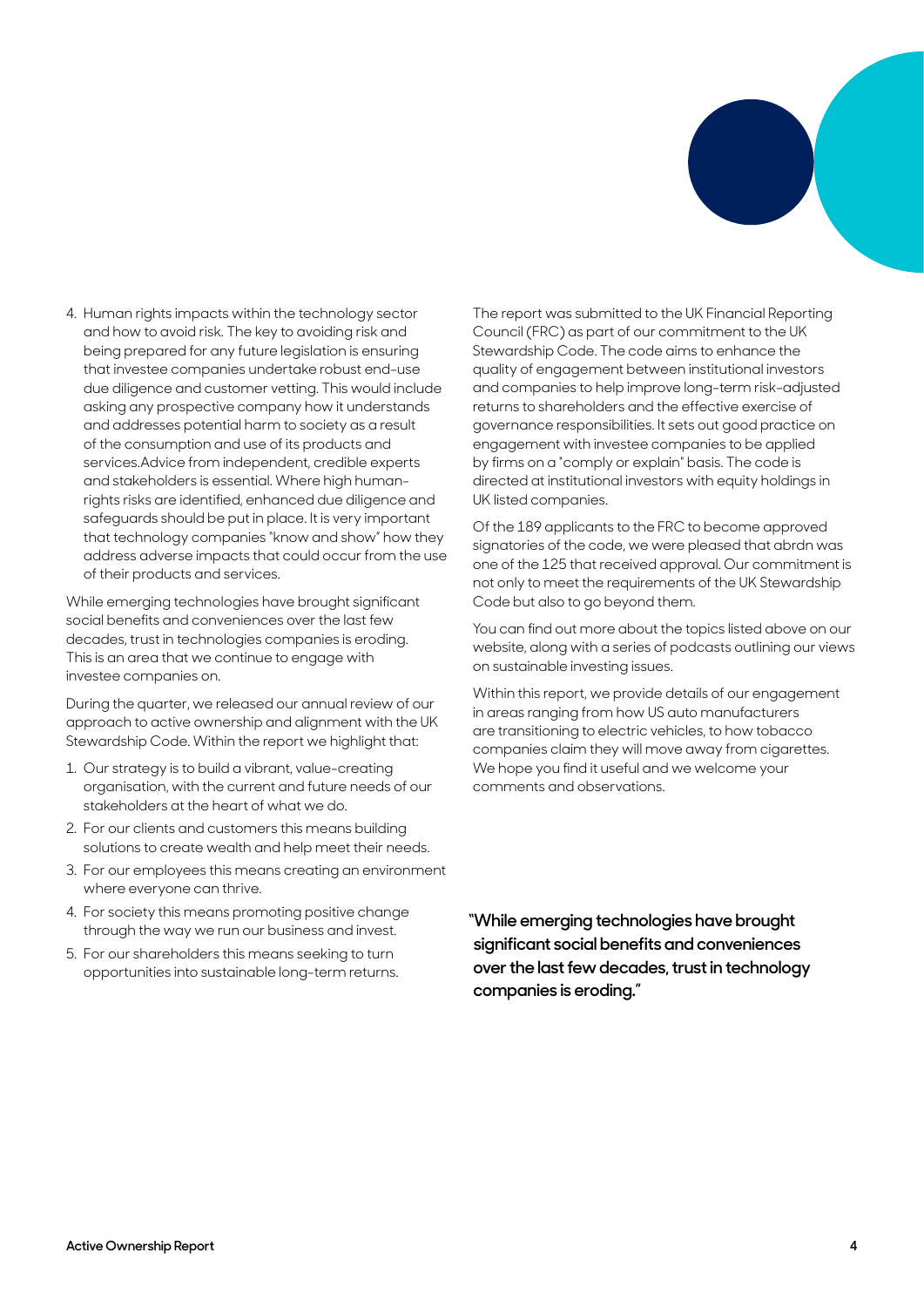4. Human rights impacts within the technology sector and how to avoid risk. The key to avoiding risk and being prepared for any future legislation is ensuring that investee companies undertake robust end-use due diligence and customer vetting. This would include asking any prospective company how it understands and addresses potential harm to society as a result of the consumption and use of its products and services.Advice from independent, credible experts and stakeholders is essential. Where high human-rights risks are identified, enhanced due diligence and safeguards should be put in place. It is very important that technology companies "know and show" how they address adverse impacts that could occur from the use of their products and services.

While emerging technologies have brought significant social benefits and conveniences over the last few decades, trust in technologies companies is eroding. This is an area that we continue to engage with investee companies on.

During the quarter, we released our annual review of our approach to active ownership and alignment with the UK Stewardship Code. Within the report we highlight that:

1. Our strategy is to build a vibrant, value-creating organisation, with the current and future needs of our stakeholders at the heart of what we do.
2. For our clients and customers this means building solutions to create wealth and help meet their needs.
3. For our employees this means creating an environment where everyone can thrive.
4. For society this means promoting positive change through the way we run our business and invest.
5. For our shareholders this means seeking to turn opportunities into sustainable long-term returns.

The report was submitted to the UK Financial Reporting Council (FRC) as part of our commitment to the UK Stewardship Code. The code aims to enhance the quality of engagement between institutional investors and companies to help improve long-term risk-adjusted returns to shareholders and the effective exercise of governance responsibilities. It sets out good practice on engagement with investee companies to be applied by firms on a "comply or explain" basis. The code is directed at institutional investors with equity holdings in UK listed companies.

Of the 189 applicants to the FRC to become approved signatories of the code, we were pleased that abrdn was one of the 125 that received approval. Our commitment is not only to meet the requirements of the UK Stewardship Code but also to go beyond them.

You can find out more about the topics listed above on our website, along with a series of podcasts outlining our views on sustainable investing issues.

Within this report, we provide details of our engagement in areas ranging from how US auto manufacturers are transitioning to electric vehicles, to how tobacco companies claim they will move away from cigarettes. We hope you find it useful and we welcome your comments and observations.

**"While emerging technologies have brought significant social benefits and conveniences over the last few decades, trust in technology companies is eroding."**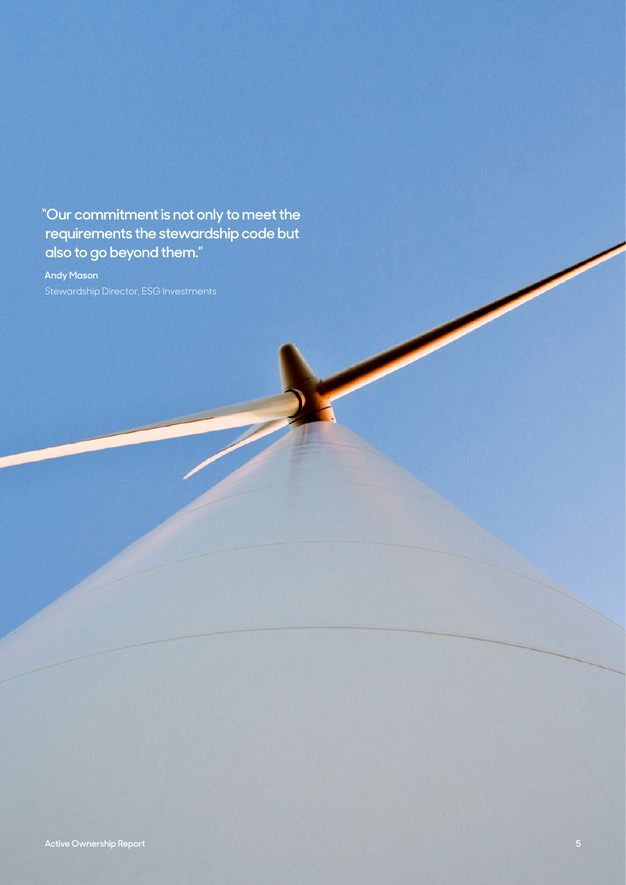"Our commitment is not only to meet the requirements the stewardship code but also to go beyond them."

**Andy Mason**

Stewardship Director, ESG Investments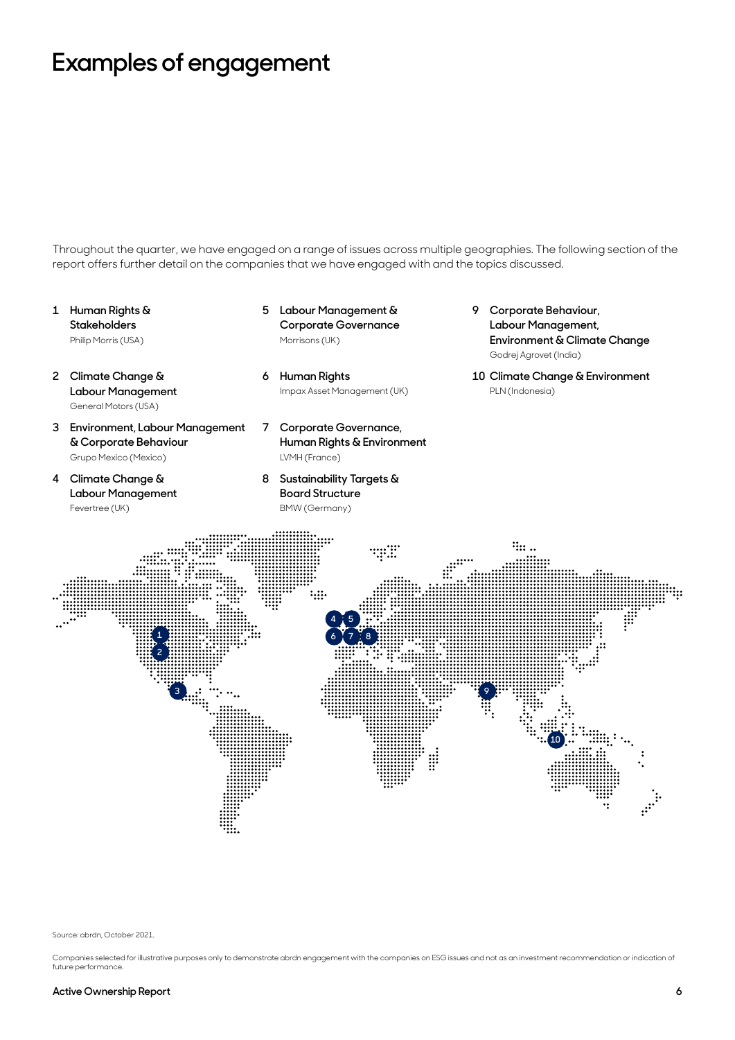# Examples of engagement

Throughout the quarter, we have engaged on a range of issues across multiple geographies. The following section of the report offers further detail on the companies that we have engaged with and the topics discussed.

1. **Human Rights & Stakeholders**
   Philip Morris (USA)
2. **Climate Change & Labour Management**
   General Motors (USA)
3. **Environment, Labour Management & Corporate Behaviour**
   Grupo Mexico (Mexico)
4. **Climate Change & Labour Management**
   Fevertree (UK)
5. **Labour Management & Corporate Governance**
   Morrisons (UK)
6. **Human Rights**
   Impax Asset Management (UK)
7. **Corporate Governance, Human Rights & Environment**
   LVMH (France)
8. **Sustainability Targets & Board Structure**
   BMW (Germany)
9. **Corporate Behaviour, Labour Management, Environment & Climate Change**
   Godrej Agrovet (India)
10. **Climate Change & Environment**
    PLN (Indonesia)

Source: abrdn, October 2021.

Companies selected for illustrative purposes only to demonstrate abrdn engagement with the companies on ESG issues and not as an investment recommendation or indication of future performance.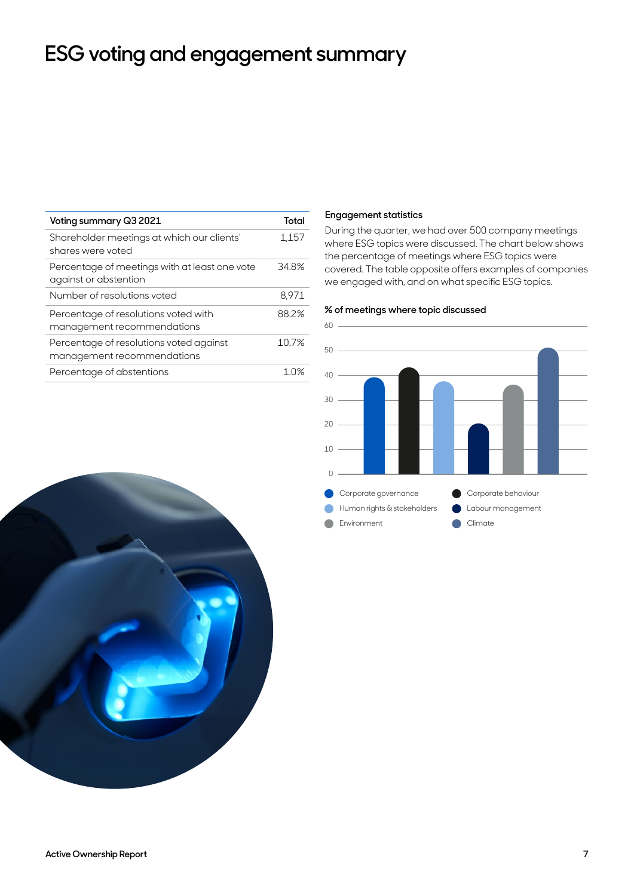# ESG voting and engagement summary

| Voting summary Q3 2021 | Total |
|---|---|
| Shareholder meetings at which our clients' shares were voted | 1,157 |
| Percentage of meetings with at least one vote against or abstention | 34.8% |
| Number of resolutions voted | 8,971 |
| Percentage of resolutions voted with management recommendations | 88.2% |
| Percentage of resolutions voted against management recommendations | 10.7% |
| Percentage of abstentions | 1.0% |

### Engagement statistics

During the quarter, we had over 500 company meetings where ESG topics were discussed. The chart below shows the percentage of meetings where ESG topics were covered. The table opposite offers examples of companies we engaged with, and on what specific ESG topics.

**% of meetings where topic discussed**

- Corporate governance
- Corporate behaviour
- Human rights & stakeholders
- Labour management
- Environment
- Climate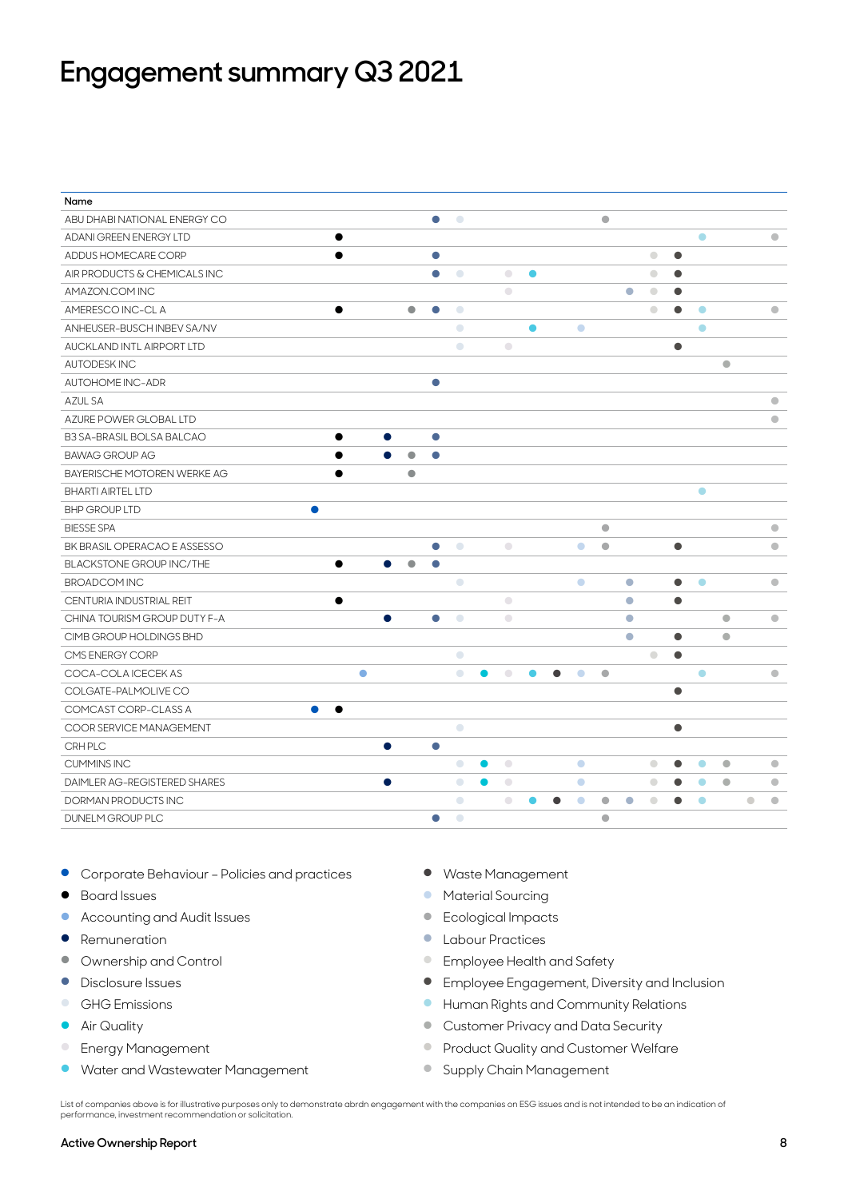# Engagement summary Q3 2021

| Name | Corporate Behaviour – Policies and practices | Board Issues | Accounting and Audit Issues | Remuneration | Ownership and Control | Disclosure Issues | GHG Emissions | Air Quality | Energy Management | Water and Wastewater Management | Waste Management | Material Sourcing | Ecological Impacts | Labour Practices | Employee Health and Safety | Employee Engagement, Diversity and Inclusion | Human Rights and Community Relations | Customer Privacy and Data Security | Product Quality and Customer Welfare | Supply Chain Management |
|---|---|---|---|---|---|---|---|---|---|---|---|---|---|---|---|---|---|---|---|---|
| ABU DHABI NATIONAL ENERGY CO | | | | | | ● | ● | | | | | | ● | | | | | | | |
| ADANI GREEN ENERGY LTD | | ● | | | | | | | | | | | | | | | ● | | | ● |
| ADDUS HOMECARE CORP | | ● | | | | ● | | | | | | | | | ● | ● | | | | |
| AIR PRODUCTS & CHEMICALS INC | | | | | | ● | ● | | ● | ● | | | | | | | | | | |
| AMAZON.COM INC | | | | | | | | | ● | | | | | ● | ● | ● | | | | |
| AMERESCO INC-CL A | | ● | | | ● | ● | ● | | | | | | | | ● | ● | ● | | | ● |
| ANHEUSER-BUSCH INBEV SA/NV | | | | | | | ● | | | ● | | ● | | | | | ● | | | |
| AUCKLAND INTL AIRPORT LTD | | | | | | | ● | | ● | | | | | | | ● | | | | |
| AUTODESK INC | | | | | | | | | | | | | | | | | | ● | | |
| AUTOHOME INC-ADR | | | | | | ● | | | | | | | | | | | | | | |
| AZUL SA | | | | | | | | | | | | | | | | | | | | ● |
| AZURE POWER GLOBAL LTD | | | | | | | | | | | | | | | | | | | | ● |
| B3 SA-BRASIL BOLSA BALCAO | | ● | | ● | | ● | | | | | | | | | | | | | | |
| BAWAG GROUP AG | | ● | | ● | ● | ● | | | | | | | | | | | | | | |
| BAYERISCHE MOTOREN WERKE AG | | ● | | | ● | | | | | | | | | | | | | | | |
| BHARTI AIRTEL LTD | | | | | | | | | | | | | | | | | ● | | | |
| BHP GROUP LTD | ● | | | | | | | | | | | | | | | | | | | |
| BIESSE SPA | | | | | | | | | | | | | ● | | | | | | | ● |
| BK BRASIL OPERACAO E ASSESSO | | | | | | ● | ● | | ● | | | ● | ● | | | ● | | | | ● |
| BLACKSTONE GROUP INC/THE | | ● | | ● | ● | ● | | | | | | | | | | | | | | |
| BROADCOM INC | | | | | | | ● | | | | | ● | | ● | | ● | ● | | | ● |
| CENTURIA INDUSTRIAL REIT | | ● | | | | | | | ● | | | | | ● | | ● | | | | |
| CHINA TOURISM GROUP DUTY F-A | | | | ● | | ● | ● | | ● | | | | | ● | | | | ● | | ● |
| CIMB GROUP HOLDINGS BHD | | | | | | | | | | | | | | ● | | ● | | ● | | |
| CMS ENERGY CORP | | | | | | | ● | | | | | | | | ● | ● | | | | |
| COCA-COLA ICECEK AS | | | ● | | | | ● | ● | ● | ● | ● | ● | ● | | | | ● | | | ● |
| COLGATE-PALMOLIVE CO | | | | | | | | | | | | | | | | ● | | | | |
| COMCAST CORP-CLASS A | ● | ● | | | | | | | | | | | | | | | | | | |
| COOR SERVICE MANAGEMENT | | | | | | | ● | | | | | | | | | ● | | | | |
| CRH PLC | | | | ● | | ● | | | | | | | | | | | | | | |
| CUMMINS INC | | | | | | | ● | ● | ● | | | ● | | | ● | ● | ● | ● | | ● |
| DAIMLER AG-REGISTERED SHARES | | | | ● | | | ● | ● | ● | | | ● | | | ● | ● | ● | ● | | ● |
| DORMAN PRODUCTS INC | | | | | | | ● | | ● | ● | ● | ● | ● | ● | ● | ● | ● | | ● | ● |
| DUNELM GROUP PLC | | | | | | ● | ● | | | | | | ● | | | | | | | |

- Corporate Behaviour – Policies and practices
- Board Issues
- Accounting and Audit Issues
- Remuneration
- Ownership and Control
- Disclosure Issues
- GHG Emissions
- Air Quality
- Energy Management
- Water and Wastewater Management
- Waste Management
- Material Sourcing
- Ecological Impacts
- Labour Practices
- Employee Health and Safety
- Employee Engagement, Diversity and Inclusion
- Human Rights and Community Relations
- Customer Privacy and Data Security
- Product Quality and Customer Welfare
- Supply Chain Management

List of companies above is for illustrative purposes only to demonstrate abrdn engagement with the companies on ESG issues and is not intended to be an indication of performance, investment recommendation or solicitation.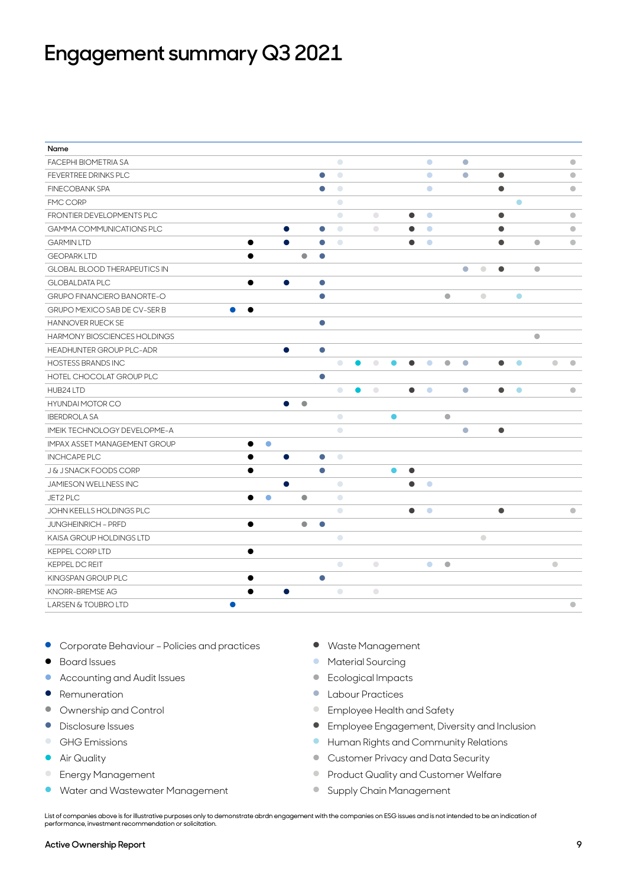# Engagement summary Q3 2021

| Name | Corporate Behaviour – Policies and practices | Board Issues | Accounting and Audit Issues | Remuneration | Ownership and Control | Disclosure Issues | GHG Emissions | Air Quality | Energy Management | Water and Wastewater Management | Waste Management | Material Sourcing | Ecological Impacts | Labour Practices | Employee Health and Safety | Employee Engagement, Diversity and Inclusion | Human Rights and Community Relations | Customer Privacy and Data Security | Product Quality and Customer Welfare | Supply Chain Management |
|---|---|---|---|---|---|---|---|---|---|---|---|---|---|---|---|---|---|---|---|---|
| FACEPHI BIOMETRIA SA | | | | | | | ● | | | | | ● | | ● | | | | | | ● |
| FEVERTREE DRINKS PLC | | | | | | ● | ● | | | | | ● | | ● | | ● | | | | ● |
| FINECOBANK SPA | | | | | | ● | ● | | | | | ● | | | | ● | | | | ● |
| FMC CORP | | | | | | | ● | | | | | | | | | | ● | | | |
| FRONTIER DEVELOPMENTS PLC | | | | | | | ● | | ● | | ● | ● | | | | ● | | | | ● |
| GAMMA COMMUNICATIONS PLC | | | | ● | | ● | ● | | ● | | ● | ● | | | | ● | | | | ● |
| GARMIN LTD | | ● | | ● | | ● | ● | | | | ● | ● | | | | ● | | ● | | ● |
| GEOPARK LTD | | ● | | | ● | ● | | | | | | | | | | | | | | |
| GLOBAL BLOOD THERAPEUTICS IN | | | | | | | | | | | | | | ● | ● | ● | | ● | | |
| GLOBALDATA PLC | | ● | | ● | | ● | | | | | | | | | | | | | | |
| GRUPO FINANCIERO BANORTE-O | | | | | | ● | | | | | | | ● | | ● | | ● | | | |
| GRUPO MEXICO SAB DE CV-SER B | ● | ● | | | | | | | | | | | | | | | | | | |
| HANNOVER RUECK SE | | | | | | ● | | | | | | | | | | | | | | |
| HARMONY BIOSCIENCES HOLDINGS | | | | | | | | | | | | | | | | | | ● | | |
| HEADHUNTER GROUP PLC-ADR | | | | ● | | ● | | | | | | | | | | | | | | |
| HOSTESS BRANDS INC | | | | | | | ● | ● | ● | ● | ● | ● | ● | ● | | ● | ● | | ● | ● |
| HOTEL CHOCOLAT GROUP PLC | | | | | | ● | | | | | | | | | | | | | | |
| HUB24 LTD | | | | | | | ● | ● | ● | | ● | ● | | ● | | ● | ● | | | ● |
| HYUNDAI MOTOR CO | | | | ● | ● | | | | | | | | | | | | | | | |
| IBERDROLA SA | | | | | | | ● | | | ● | | | ● | | | | | | | |
| IMEIK TECHNOLOGY DEVELOPME-A | | | | | | | ● | | | | | | | ● | | ● | | | | |
| IMPAX ASSET MANAGEMENT GROUP | | ● | ● | | | | | | | | | | | | | | | | | |
| INCHCAPE PLC | | ● | | ● | | ● | ● | | | | | | | | | | | | | |
| J & J SNACK FOODS CORP | | ● | | | | ● | | | | ● | ● | | | | | | | | | |
| JAMIESON WELLNESS INC | | | | ● | | | ● | | | | ● | ● | | | | | | | | |
| JET2 PLC | | ● | ● | | ● | | ● | | | | | | | | | | | | | |
| JOHN KEELLS HOLDINGS PLC | | | | | | | ● | | | | ● | ● | | | | ● | | | | ● |
| JUNGHEINRICH - PRFD | | ● | | | ● | ● | | | | | | | | | | | | | | |
| KAISA GROUP HOLDINGS LTD | | | | | | | ● | | | | | | | | ● | | | | | |
| KEPPEL CORP LTD | | ● | | | | | | | | | | | | | | | | | | |
| KEPPEL DC REIT | | | | | | | ● | | ● | | | ● | ● | | | | | | ● | |
| KINGSPAN GROUP PLC | | ● | | | | ● | | | | | | | | | | | | | | |
| KNORR-BREMSE AG | | ● | | ● | | | ● | | ● | | | | | | | | | | | |
| LARSEN & TOUBRO LTD | ● | | | | | | | | | | | | | | | | | | | ● |

- Corporate Behaviour – Policies and practices
- Board Issues
- Accounting and Audit Issues
- Remuneration
- Ownership and Control
- Disclosure Issues
- GHG Emissions
- Air Quality
- Energy Management
- Water and Wastewater Management
- Waste Management
- Material Sourcing
- Ecological Impacts
- Labour Practices
- Employee Health and Safety
- Employee Engagement, Diversity and Inclusion
- Human Rights and Community Relations
- Customer Privacy and Data Security
- Product Quality and Customer Welfare
- Supply Chain Management

List of companies above is for illustrative purposes only to demonstrate abrdn engagement with the companies on ESG issues and is not intended to be an indication of performance, investment recommendation or solicitation.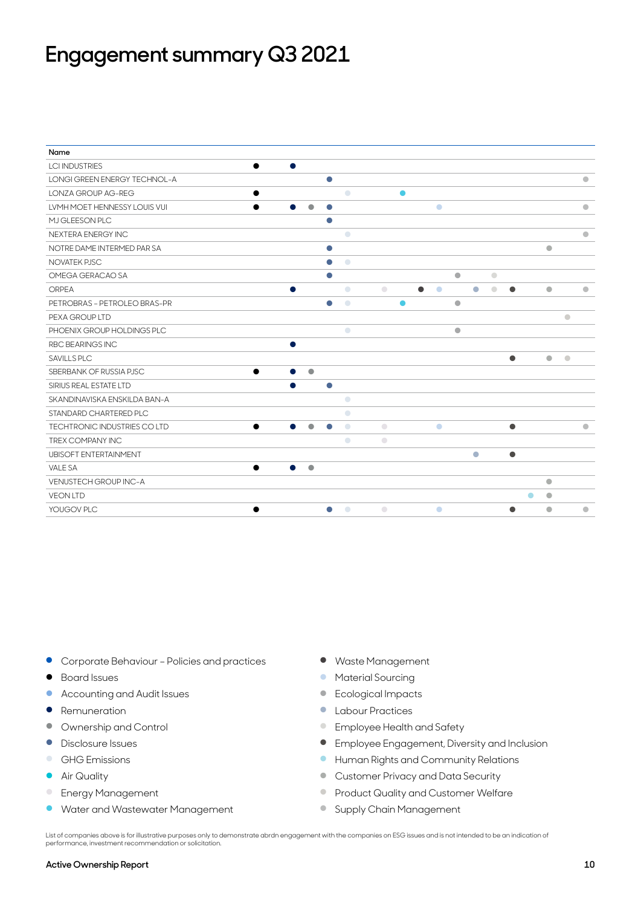# Engagement summary Q3 2021

| Name | Corporate Behaviour – Policies and practices | Board Issues | Accounting and Audit Issues | Remuneration | Ownership and Control | Disclosure Issues | GHG Emissions | Air Quality | Energy Management | Water and Wastewater Management | Waste Management | Material Sourcing | Ecological Impacts | Labour Practices | Employee Health and Safety | Employee Engagement, Diversity and Inclusion | Human Rights and Community Relations | Customer Privacy and Data Security | Product Quality and Customer Welfare | Supply Chain Management |
|---|---|---|---|---|---|---|---|---|---|---|---|---|---|---|---|---|---|---|---|---|
| LCI INDUSTRIES | | ● | | ● | | | | | | | | | | | | | | | | |
| LONGI GREEN ENERGY TECHNOL-A | | | | | | ● | | | | | | | | | | | | | | ● |
| LONZA GROUP AG-REG | | ● | | | | | ● | | | ● | | | | | | | | | | |
| LVMH MOET HENNESSY LOUIS VUI | | ● | | ● | ● | ● | | | | | | ● | | | | | | | | ● |
| MJ GLEESON PLC | | | | | | ● | | | | | | | | | | | | | | |
| NEXTERA ENERGY INC | | | | | | | ● | | | | | | | | | | | | | ● |
| NOTRE DAME INTERMED PAR SA | | | | | | ● | | | | | | | | | | | | ● | | |
| NOVATEK PJSC | | | | | | ● | ● | | | | | | | | | | | | | |
| OMEGA GERACAO SA | | | | | | ● | | | | | | | ● | | ● | | | | | |
| ORPEA | | | | ● | | | ● | | ● | | ● | ● | | ● | ● | ● | | ● | | ● |
| PETROBRAS - PETROLEO BRAS-PR | | | | | | ● | ● | | | ● | | | ● | | | | | | | |
| PEXA GROUP LTD | | | | | | | | | | | | | | | | | | | ● | |
| PHOENIX GROUP HOLDINGS PLC | | | | | | | ● | | | | | | ● | | | | | | | |
| RBC BEARINGS INC | | | | ● | | | | | | | | | | | | | | | | |
| SAVILLS PLC | | | | | | | | | | | | | | | | ● | | ● | ● | |
| SBERBANK OF RUSSIA PJSC | | ● | | ● | ● | | | | | | | | | | | | | | | |
| SIRIUS REAL ESTATE LTD | | | | ● | | ● | | | | | | | | | | | | | | |
| SKANDINAVISKA ENSKILDA BAN-A | | | | | | | ● | | | | | | | | | | | | | |
| STANDARD CHARTERED PLC | | | | | | | ● | | | | | | | | | | | | | |
| TECHTRONIC INDUSTRIES CO LTD | | ● | | ● | ● | ● | ● | | ● | | | ● | | | | ● | | | | ● |
| TREX COMPANY INC | | | | | | | ● | | ● | | | | | | | | | | | |
| UBISOFT ENTERTAINMENT | | | | | | | | | | | | | | ● | | ● | | | | |
| VALE SA | | ● | | ● | ● | | | | | | | | | | | | | | | |
| VENUSTECH GROUP INC-A | | | | | | | | | | | | | | | | | | ● | | |
| VEON LTD | | | | | | | | | | | | | | | | | ● | ● | | |
| YOUGOV PLC | | ● | | | | ● | ● | | ● | | | ● | | | | ● | | ● | | ● |

- Corporate Behaviour – Policies and practices
- Board Issues
- Accounting and Audit Issues
- Remuneration
- Ownership and Control
- Disclosure Issues
- GHG Emissions
- Air Quality
- Energy Management
- Water and Wastewater Management
- Waste Management
- Material Sourcing
- Ecological Impacts
- Labour Practices
- Employee Health and Safety
- Employee Engagement, Diversity and Inclusion
- Human Rights and Community Relations
- Customer Privacy and Data Security
- Product Quality and Customer Welfare
- Supply Chain Management

List of companies above is for illustrative purposes only to demonstrate abrdn engagement with the companies on ESG issues and is not intended to be an indication of performance, investment recommendation or solicitation.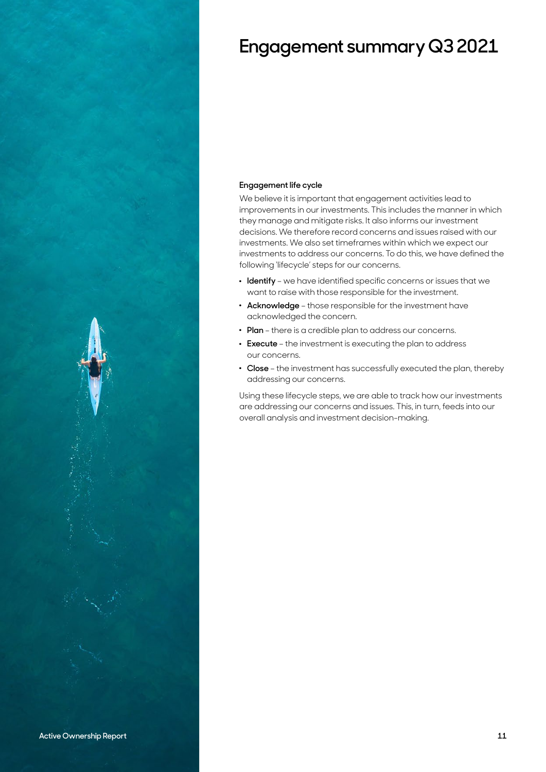# Engagement summary Q3 2021

**Engagement life cycle**

We believe it is important that engagement activities lead to improvements in our investments. This includes the manner in which they manage and mitigate risks. It also informs our investment decisions. We therefore record concerns and issues raised with our investments. We also set timeframes within which we expect our investments to address our concerns. To do this, we have defined the following 'lifecycle' steps for our concerns.

- **Identify** – we have identified specific concerns or issues that we want to raise with those responsible for the investment.
- **Acknowledge** – those responsible for the investment have acknowledged the concern.
- **Plan** – there is a credible plan to address our concerns.
- **Execute** – the investment is executing the plan to address our concerns.
- **Close** – the investment has successfully executed the plan, thereby addressing our concerns.

Using these lifecycle steps, we are able to track how our investments are addressing our concerns and issues. This, in turn, feeds into our overall analysis and investment decision-making.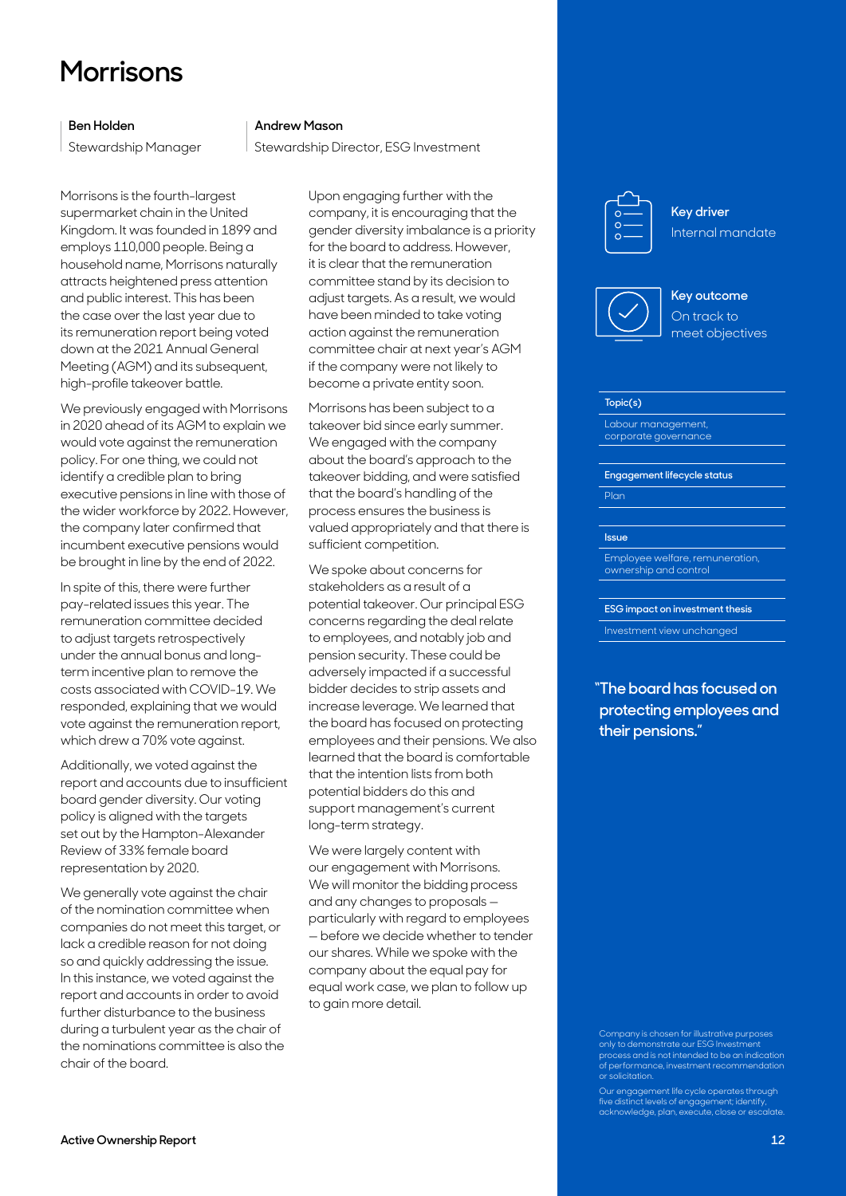# Morrisons

**Ben Holden**
Stewardship Manager

**Andrew Mason**
Stewardship Director, ESG Investment

Morrisons is the fourth-largest supermarket chain in the United Kingdom. It was founded in 1899 and employs 110,000 people. Being a household name, Morrisons naturally attracts heightened press attention and public interest. This has been the case over the last year due to its remuneration report being voted down at the 2021 Annual General Meeting (AGM) and its subsequent, high-profile takeover battle.

We previously engaged with Morrisons in 2020 ahead of its AGM to explain we would vote against the remuneration policy. For one thing, we could not identify a credible plan to bring executive pensions in line with those of the wider workforce by 2022. However, the company later confirmed that incumbent executive pensions would be brought in line by the end of 2022.

In spite of this, there were further pay-related issues this year. The remuneration committee decided to adjust targets retrospectively under the annual bonus and long-term incentive plan to remove the costs associated with COVID-19. We responded, explaining that we would vote against the remuneration report, which drew a 70% vote against.

Additionally, we voted against the report and accounts due to insufficient board gender diversity. Our voting policy is aligned with the targets set out by the Hampton-Alexander Review of 33% female board representation by 2020.

We generally vote against the chair of the nomination committee when companies do not meet this target, or lack a credible reason for not doing so and quickly addressing the issue. In this instance, we voted against the report and accounts in order to avoid further disturbance to the business during a turbulent year as the chair of the nominations committee is also the chair of the board.

Upon engaging further with the company, it is encouraging that the gender diversity imbalance is a priority for the board to address. However, it is clear that the remuneration committee stand by its decision to adjust targets. As a result, we would have been minded to take voting action against the remuneration committee chair at next year's AGM if the company were not likely to become a private entity soon.

Morrisons has been subject to a takeover bid since early summer. We engaged with the company about the board's approach to the takeover bidding, and were satisfied that the board's handling of the process ensures the business is valued appropriately and that there is sufficient competition.

We spoke about concerns for stakeholders as a result of a potential takeover. Our principal ESG concerns regarding the deal relate to employees, and notably job and pension security. These could be adversely impacted if a successful bidder decides to strip assets and increase leverage. We learned that the board has focused on protecting employees and their pensions. We also learned that the board is comfortable that the intention lists from both potential bidders do this and support management's current long-term strategy.

We were largely content with our engagement with Morrisons. We will monitor the bidding process and any changes to proposals — particularly with regard to employees — before we decide whether to tender our shares. While we spoke with the company about the equal pay for equal work case, we plan to follow up to gain more detail.

**Key driver**
Internal mandate

**Key outcome**
On track to meet objectives

| Topic(s) |
|---|
| Labour management, corporate governance |

| Engagement lifecycle status |
|---|
| Plan |

| Issue |
|---|
| Employee welfare, remuneration, ownership and control |

| ESG impact on investment thesis |
|---|
| Investment view unchanged |

**"The board has focused on protecting employees and their pensions."**

Company is chosen for illustrative purposes only to demonstrate our ESG Investment process and is not intended to be an indication of performance, investment recommendation or solicitation.

Our engagement life cycle operates through five distinct levels of engagement; identify, acknowledge, plan, execute, close or escalate.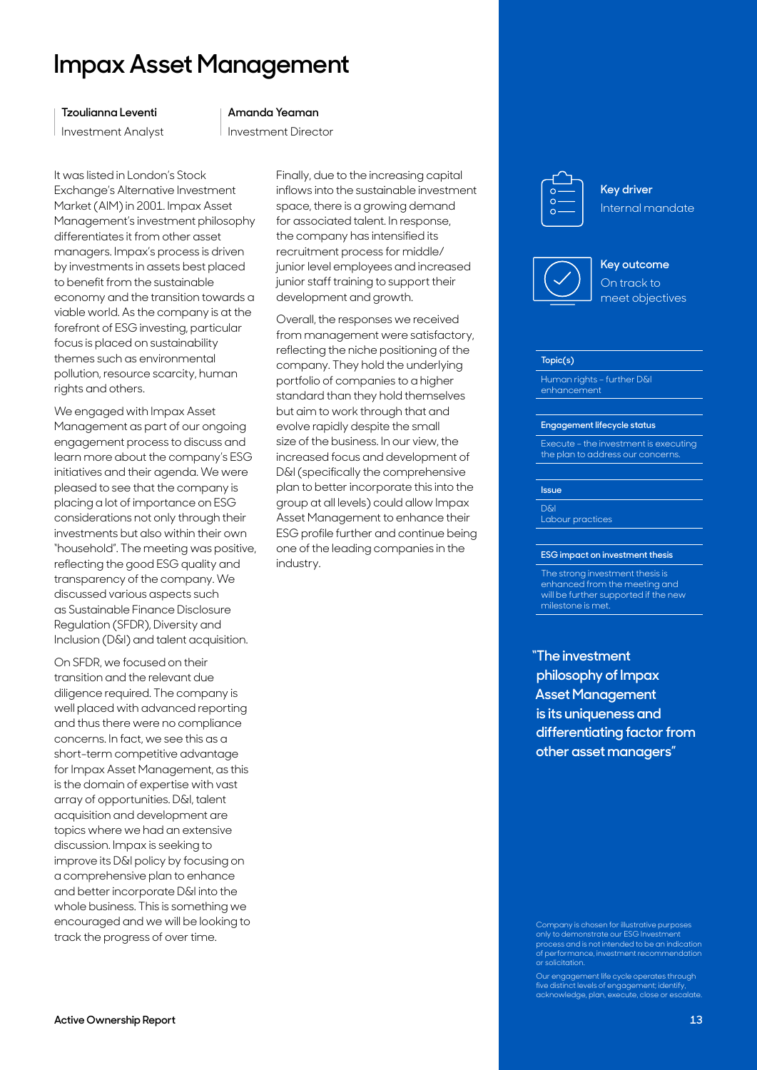# Impax Asset Management

**Tzoulianna Leventi**
Investment Analyst

**Amanda Yeaman**
Investment Director

It was listed in London's Stock Exchange's Alternative Investment Market (AIM) in 2001. Impax Asset Management's investment philosophy differentiates it from other asset managers. Impax's process is driven by investments in assets best placed to benefit from the sustainable economy and the transition towards a viable world. As the company is at the forefront of ESG investing, particular focus is placed on sustainability themes such as environmental pollution, resource scarcity, human rights and others.

We engaged with Impax Asset Management as part of our ongoing engagement process to discuss and learn more about the company's ESG initiatives and their agenda. We were pleased to see that the company is placing a lot of importance on ESG considerations not only through their investments but also within their own "household". The meeting was positive, reflecting the good ESG quality and transparency of the company. We discussed various aspects such as Sustainable Finance Disclosure Regulation (SFDR), Diversity and Inclusion (D&I) and talent acquisition.

On SFDR, we focused on their transition and the relevant due diligence required. The company is well placed with advanced reporting and thus there were no compliance concerns. In fact, we see this as a short-term competitive advantage for Impax Asset Management, as this is the domain of expertise with vast array of opportunities. D&I, talent acquisition and development are topics where we had an extensive discussion. Impax is seeking to improve its D&I policy by focusing on a comprehensive plan to enhance and better incorporate D&I into the whole business. This is something we encouraged and we will be looking to track the progress of over time.

Finally, due to the increasing capital inflows into the sustainable investment space, there is a growing demand for associated talent. In response, the company has intensified its recruitment process for middle/junior level employees and increased junior staff training to support their development and growth.

Overall, the responses we received from management were satisfactory, reflecting the niche positioning of the company. They hold the underlying portfolio of companies to a higher standard than they hold themselves but aim to work through that and evolve rapidly despite the small size of the business. In our view, the increased focus and development of D&I (specifically the comprehensive plan to better incorporate this into the group at all levels) could allow Impax Asset Management to enhance their ESG profile further and continue being one of the leading companies in the industry.

**Key driver**
Internal mandate

**Key outcome**
On track to meet objectives

**Topic(s)**
Human rights – further D&I enhancement

**Engagement lifecycle status**
Execute – the investment is executing the plan to address our concerns.

**Issue**
D&I
Labour practices

**ESG impact on investment thesis**
The strong investment thesis is enhanced from the meeting and will be further supported if the new milestone is met.

**"The investment philosophy of Impax Asset Management is its uniqueness and differentiating factor from other asset managers"**

Company is chosen for illustrative purposes only to demonstrate our ESG Investment process and is not intended to be an indication of performance, investment recommendation or solicitation.

Our engagement life cycle operates through five distinct levels of engagement; identify, acknowledge, plan, execute, close or escalate.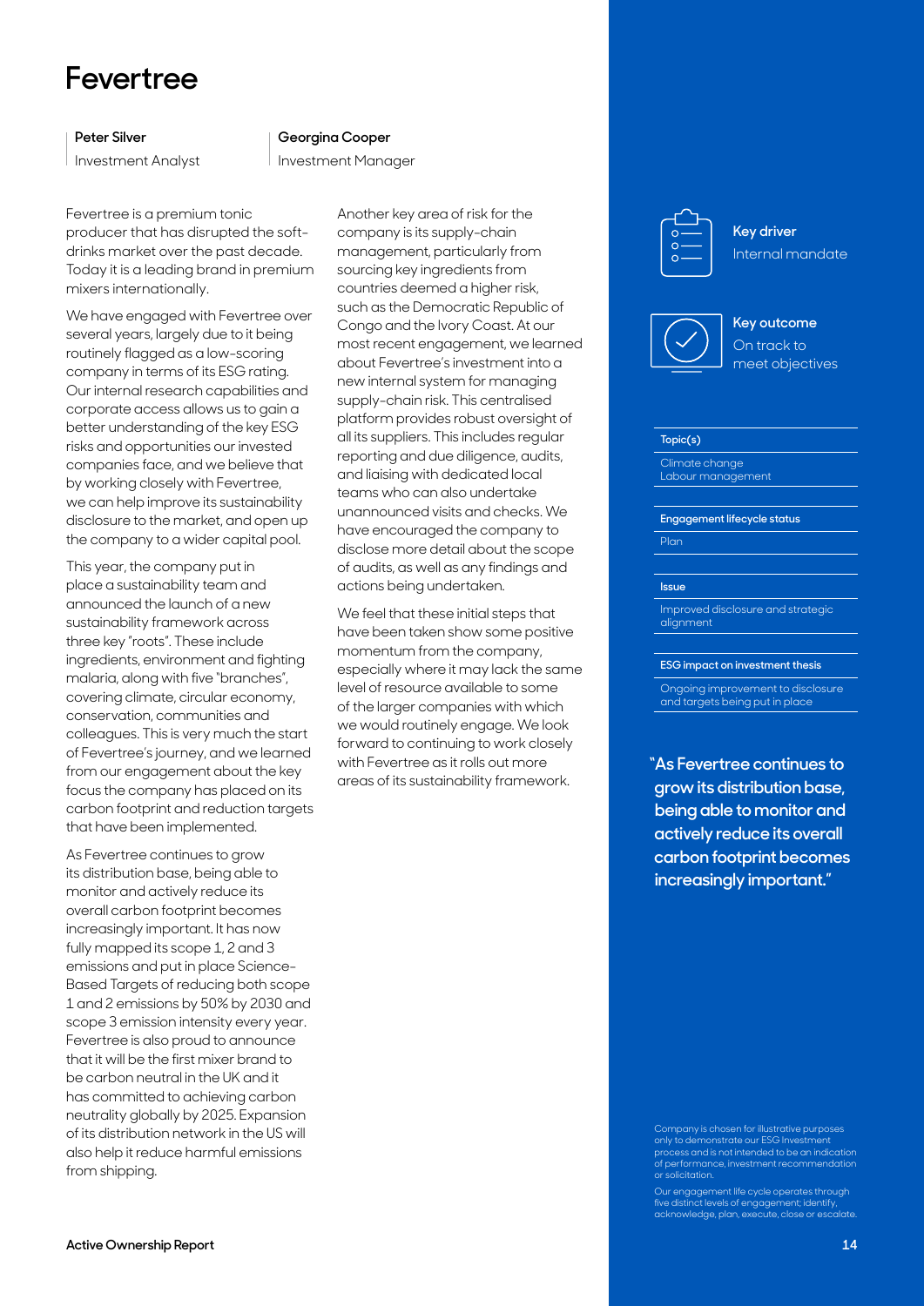# Fevertree

**Peter Silver**
Investment Analyst

**Georgina Cooper**
Investment Manager

Fevertree is a premium tonic producer that has disrupted the soft-drinks market over the past decade. Today it is a leading brand in premium mixers internationally.

We have engaged with Fevertree over several years, largely due to it being routinely flagged as a low-scoring company in terms of its ESG rating. Our internal research capabilities and corporate access allows us to gain a better understanding of the key ESG risks and opportunities our invested companies face, and we believe that by working closely with Fevertree, we can help improve its sustainability disclosure to the market, and open up the company to a wider capital pool.

This year, the company put in place a sustainability team and announced the launch of a new sustainability framework across three key "roots". These include ingredients, environment and fighting malaria, along with five "branches", covering climate, circular economy, conservation, communities and colleagues. This is very much the start of Fevertree's journey, and we learned from our engagement about the key focus the company has placed on its carbon footprint and reduction targets that have been implemented.

As Fevertree continues to grow its distribution base, being able to monitor and actively reduce its overall carbon footprint becomes increasingly important. It has now fully mapped its scope 1, 2 and 3 emissions and put in place Science-Based Targets of reducing both scope 1 and 2 emissions by 50% by 2030 and scope 3 emission intensity every year. Fevertree is also proud to announce that it will be the first mixer brand to be carbon neutral in the UK and it has committed to achieving carbon neutrality globally by 2025. Expansion of its distribution network in the US will also help it reduce harmful emissions from shipping.

Another key area of risk for the company is its supply-chain management, particularly from sourcing key ingredients from countries deemed a higher risk, such as the Democratic Republic of Congo and the Ivory Coast. At our most recent engagement, we learned about Fevertree's investment into a new internal system for managing supply-chain risk. This centralised platform provides robust oversight of all its suppliers. This includes regular reporting and due diligence, audits, and liaising with dedicated local teams who can also undertake unannounced visits and checks. We have encouraged the company to disclose more detail about the scope of audits, as well as any findings and actions being undertaken.

We feel that these initial steps that have been taken show some positive momentum from the company, especially where it may lack the same level of resource available to some of the larger companies with which we would routinely engage. We look forward to continuing to work closely with Fevertree as it rolls out more areas of its sustainability framework.

**Key driver**
Internal mandate

**Key outcome**
On track to meet objectives

**Topic(s)**
Climate change
Labour management

**Engagement lifecycle status**
Plan

**Issue**
Improved disclosure and strategic alignment

**ESG impact on investment thesis**
Ongoing improvement to disclosure and targets being put in place

**"As Fevertree continues to grow its distribution base, being able to monitor and actively reduce its overall carbon footprint becomes increasingly important."**

Company is chosen for illustrative purposes only to demonstrate our ESG Investment process and is not intended to be an indication of performance, investment recommendation or solicitation.

Our engagement life cycle operates through five distinct levels of engagement; identify, acknowledge, plan, execute, close or escalate.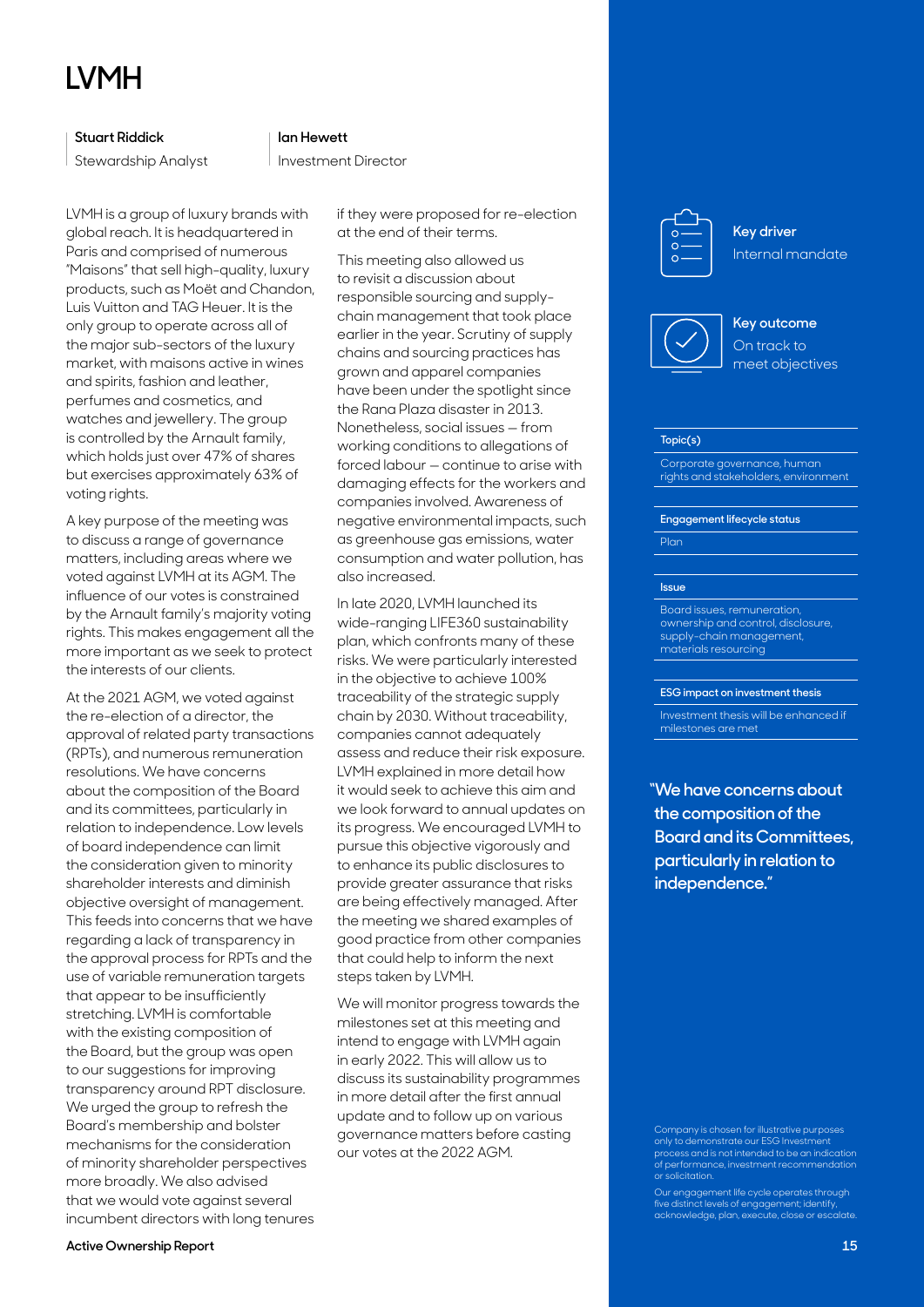# LVMH

**Stuart Riddick**
Stewardship Analyst

**Ian Hewett**
Investment Director

LVMH is a group of luxury brands with global reach. It is headquartered in Paris and comprised of numerous "Maisons" that sell high-quality, luxury products, such as Moët and Chandon, Luis Vuitton and TAG Heuer. It is the only group to operate across all of the major sub-sectors of the luxury market, with maisons active in wines and spirits, fashion and leather, perfumes and cosmetics, and watches and jewellery. The group is controlled by the Arnault family, which holds just over 47% of shares but exercises approximately 63% of voting rights.

A key purpose of the meeting was to discuss a range of governance matters, including areas where we voted against LVMH at its AGM. The influence of our votes is constrained by the Arnault family's majority voting rights. This makes engagement all the more important as we seek to protect the interests of our clients.

At the 2021 AGM, we voted against the re-election of a director, the approval of related party transactions (RPTs), and numerous remuneration resolutions. We have concerns about the composition of the Board and its committees, particularly in relation to independence. Low levels of board independence can limit the consideration given to minority shareholder interests and diminish objective oversight of management. This feeds into concerns that we have regarding a lack of transparency in the approval process for RPTs and the use of variable remuneration targets that appear to be insufficiently stretching. LVMH is comfortable with the existing composition of the Board, but the group was open to our suggestions for improving transparency around RPT disclosure. We urged the group to refresh the Board's membership and bolster mechanisms for the consideration of minority shareholder perspectives more broadly. We also advised that we would vote against several incumbent directors with long tenures if they were proposed for re-election at the end of their terms.

This meeting also allowed us to revisit a discussion about responsible sourcing and supply-chain management that took place earlier in the year. Scrutiny of supply chains and sourcing practices has grown and apparel companies have been under the spotlight since the Rana Plaza disaster in 2013. Nonetheless, social issues – from working conditions to allegations of forced labour – continue to arise with damaging effects for the workers and companies involved. Awareness of negative environmental impacts, such as greenhouse gas emissions, water consumption and water pollution, has also increased.

In late 2020, LVMH launched its wide-ranging LIFE360 sustainability plan, which confronts many of these risks. We were particularly interested in the objective to achieve 100% traceability of the strategic supply chain by 2030. Without traceability, companies cannot adequately assess and reduce their risk exposure. LVMH explained in more detail how it would seek to achieve this aim and we look forward to annual updates on its progress. We encouraged LVMH to pursue this objective vigorously and to enhance its public disclosures to provide greater assurance that risks are being effectively managed. After the meeting we shared examples of good practice from other companies that could help to inform the next steps taken by LVMH.

We will monitor progress towards the milestones set at this meeting and intend to engage with LVMH again in early 2022. This will allow us to discuss its sustainability programmes in more detail after the first annual update and to follow up on various governance matters before casting our votes at the 2022 AGM.

**Key driver**
Internal mandate

**Key outcome**
On track to meet objectives

**Topic(s)**
Corporate governance, human rights and stakeholders, environment

**Engagement lifecycle status**
Plan

**Issue**
Board issues, remuneration, ownership and control, disclosure, supply-chain management, materials resourcing

**ESG impact on investment thesis**
Investment thesis will be enhanced if milestones are met

**"We have concerns about the composition of the Board and its Committees, particularly in relation to independence."**

Company is chosen for illustrative purposes only to demonstrate our ESG Investment process and is not intended to be an indication of performance, investment recommendation or solicitation.

Our engagement life cycle operates through five distinct levels of engagement; identify, acknowledge, plan, execute, close or escalate.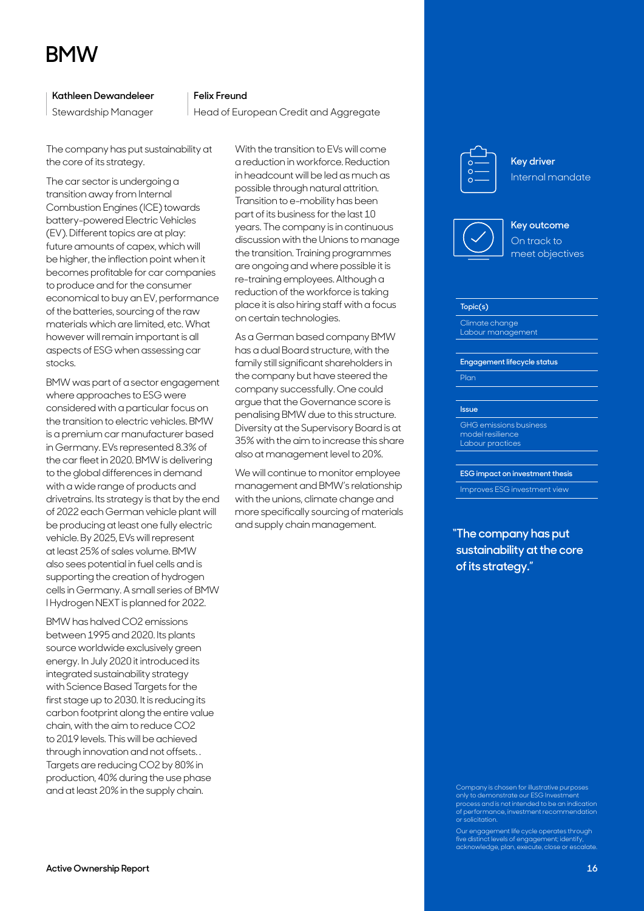# BMW

**Kathleen Dewandeleer**
Stewardship Manager

**Felix Freund**
Head of European Credit and Aggregate

The company has put sustainability at the core of its strategy.

The car sector is undergoing a transition away from Internal Combustion Engines (ICE) towards battery-powered Electric Vehicles (EV). Different topics are at play: future amounts of capex, which will be higher, the inflection point when it becomes profitable for car companies to produce and for the consumer economical to buy an EV, performance of the batteries, sourcing of the raw materials which are limited, etc. What however will remain important is all aspects of ESG when assessing car stocks.

BMW was part of a sector engagement where approaches to ESG were considered with a particular focus on the transition to electric vehicles. BMW is a premium car manufacturer based in Germany. EVs represented 8.3% of the car fleet in 2020. BMW is delivering to the global differences in demand with a wide range of products and drivetrains. Its strategy is that by the end of 2022 each German vehicle plant will be producing at least one fully electric vehicle. By 2025, EVs will represent at least 25% of sales volume. BMW also sees potential in fuel cells and is supporting the creation of hydrogen cells in Germany. A small series of BMW I Hydrogen NEXT is planned for 2022.

BMW has halved CO2 emissions between 1995 and 2020. Its plants source worldwide exclusively green energy. In July 2020 it introduced its integrated sustainability strategy with Science Based Targets for the first stage up to 2030. It is reducing its carbon footprint along the entire value chain, with the aim to reduce CO2 to 2019 levels. This will be achieved through innovation and not offsets. . Targets are reducing CO2 by 80% in production, 40% during the use phase and at least 20% in the supply chain.

With the transition to EVs will come a reduction in workforce. Reduction in headcount will be led as much as possible through natural attrition. Transition to e-mobility has been part of its business for the last 10 years. The company is in continuous discussion with the Unions to manage the transition. Training programmes are ongoing and where possible it is re-training employees. Although a reduction of the workforce is taking place it is also hiring staff with a focus on certain technologies.

As a German based company BMW has a dual Board structure, with the family still significant shareholders in the company but have steered the company successfully. One could argue that the Governance score is penalising BMW due to this structure. Diversity at the Supervisory Board is at 35% with the aim to increase this share also at management level to 20%.

We will continue to monitor employee management and BMW's relationship with the unions, climate change and more specifically sourcing of materials and supply chain management.

**Key driver**
Internal mandate

**Key outcome**
On track to meet objectives

**Topic(s)**
Climate change
Labour management

**Engagement lifecycle status**
Plan

**Issue**
GHG emissions business model resilience
Labour practices

**ESG impact on investment thesis**
Improves ESG investment view

**"The company has put sustainability at the core of its strategy."**

Company is chosen for illustrative purposes only to demonstrate our ESG Investment process and is not intended to be an indication of performance, investment recommendation or solicitation.

Our engagement life cycle operates through five distinct levels of engagement; identify, acknowledge, plan, execute, close or escalate.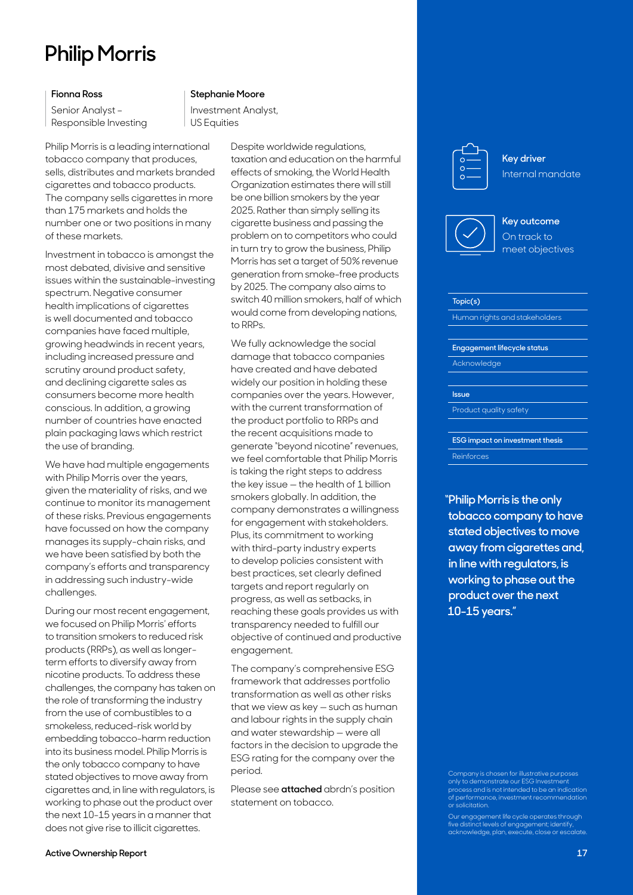# Philip Morris

**Fionna Ross**
Senior Analyst – Responsible Investing

**Stephanie Moore**
Investment Analyst, US Equities

Philip Morris is a leading international tobacco company that produces, sells, distributes and markets branded cigarettes and tobacco products. The company sells cigarettes in more than 175 markets and holds the number one or two positions in many of these markets.

Investment in tobacco is amongst the most debated, divisive and sensitive issues within the sustainable-investing spectrum. Negative consumer health implications of cigarettes is well documented and tobacco companies have faced multiple, growing headwinds in recent years, including increased pressure and scrutiny around product safety, and declining cigarette sales as consumers become more health conscious. In addition, a growing number of countries have enacted plain packaging laws which restrict the use of branding.

We have had multiple engagements with Philip Morris over the years, given the materiality of risks, and we continue to monitor its management of these risks. Previous engagements have focussed on how the company manages its supply-chain risks, and we have been satisfied by both the company's efforts and transparency in addressing such industry-wide challenges.

During our most recent engagement, we focused on Philip Morris' efforts to transition smokers to reduced risk products (RRPs), as well as longer-term efforts to diversify away from nicotine products. To address these challenges, the company has taken on the role of transforming the industry from the use of combustibles to a smokeless, reduced-risk world by embedding tobacco-harm reduction into its business model. Philip Morris is the only tobacco company to have stated objectives to move away from cigarettes and, in line with regulators, is working to phase out the product over the next 10-15 years in a manner that does not give rise to illicit cigarettes.

Despite worldwide regulations, taxation and education on the harmful effects of smoking, the World Health Organization estimates there will still be one billion smokers by the year 2025. Rather than simply selling its cigarette business and passing the problem on to competitors who could in turn try to grow the business, Philip Morris has set a target of 50% revenue generation from smoke-free products by 2025. The company also aims to switch 40 million smokers, half of which would come from developing nations, to RRPs.

We fully acknowledge the social damage that tobacco companies have created and have debated widely our position in holding these companies over the years. However, with the current transformation of the product portfolio to RRPs and the recent acquisitions made to generate "beyond nicotine" revenues, we feel comfortable that Philip Morris is taking the right steps to address the key issue – the health of 1 billion smokers globally. In addition, the company demonstrates a willingness for engagement with stakeholders. Plus, its commitment to working with third-party industry experts to develop policies consistent with best practices, set clearly defined targets and report regularly on progress, as well as setbacks, in reaching these goals provides us with transparency needed to fulfill our objective of continued and productive engagement.

The company's comprehensive ESG framework that addresses portfolio transformation as well as other risks that we view as key – such as human and labour rights in the supply chain and water stewardship – were all factors in the decision to upgrade the ESG rating for the company over the period.

Please see **attached** abrdn's position statement on tobacco.

**Key driver**
Internal mandate

**Key outcome**
On track to meet objectives

| Topic(s) |
|---|
| Human rights and stakeholders |

| Engagement lifecycle status |
|---|
| Acknowledge |

| Issue |
|---|
| Product quality safety |

| ESG impact on investment thesis |
|---|
| Reinforces |

**"Philip Morris is the only tobacco company to have stated objectives to move away from cigarettes and, in line with regulators, is working to phase out the product over the next 10-15 years."**

Company is chosen for illustrative purposes only to demonstrate our ESG Investment process and is not intended to be an indication of performance, investment recommendation or solicitation.

Our engagement life cycle operates through five distinct levels of engagement; identify, acknowledge, plan, execute, close or escalate.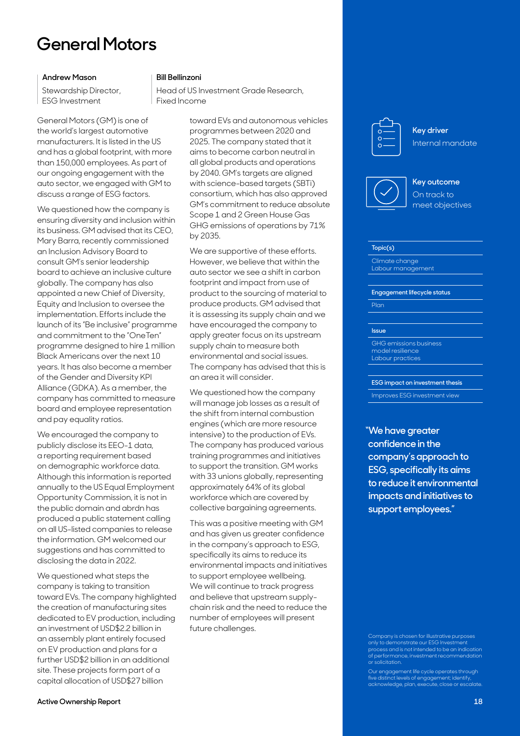# General Motors

**Andrew Mason**
Stewardship Director, ESG Investment

**Bill Bellinzoni**
Head of US Investment Grade Research, Fixed Income

General Motors (GM) is one of the world's largest automotive manufacturers. It is listed in the US and has a global footprint, with more than 150,000 employees. As part of our ongoing engagement with the auto sector, we engaged with GM to discuss a range of ESG factors.

We questioned how the company is ensuring diversity and inclusion within its business. GM advised that its CEO, Mary Barra, recently commissioned an Inclusion Advisory Board to consult GM's senior leadership board to achieve an inclusive culture globally. The company has also appointed a new Chief of Diversity, Equity and Inclusion to oversee the implementation. Efforts include the launch of its "Be inclusive" programme and commitment to the "OneTen" programme designed to hire 1 million Black Americans over the next 10 years. It has also become a member of the Gender and Diversity KPI Alliance (GDKA). As a member, the company has committed to measure board and employee representation and pay equality ratios.

We encouraged the company to publicly disclose its EEO-1 data, a reporting requirement based on demographic workforce data. Although this information is reported annually to the US Equal Employment Opportunity Commission, it is not in the public domain and abrdn has produced a public statement calling on all US-listed companies to release the information. GM welcomed our suggestions and has committed to disclosing the data in 2022.

We questioned what steps the company is taking to transition toward EVs. The company highlighted the creation of manufacturing sites dedicated to EV production, including an investment of USD$2.2 billion in an assembly plant entirely focused on EV production and plans for a further USD$2 billion in an additional site. These projects form part of a capital allocation of USD$27 billion toward EVs and autonomous vehicles programmes between 2020 and 2025. The company stated that it aims to become carbon neutral in all global products and operations by 2040. GM's targets are aligned with science-based targets (SBTi) consortium, which has also approved GM's commitment to reduce absolute Scope 1 and 2 Green House Gas GHG emissions of operations by 71% by 2035.

We are supportive of these efforts. However, we believe that within the auto sector we see a shift in carbon footprint and impact from use of product to the sourcing of material to produce products. GM advised that it is assessing its supply chain and we have encouraged the company to apply greater focus on its upstream supply chain to measure both environmental and social issues. The company has advised that this is an area it will consider.

We questioned how the company will manage job losses as a result of the shift from internal combustion engines (which are more resource intensive) to the production of EVs. The company has produced various training programmes and initiatives to support the transition. GM works with 33 unions globally, representing approximately 64% of its global workforce which are covered by collective bargaining agreements.

This was a positive meeting with GM and has given us greater confidence in the company's approach to ESG, specifically its aims to reduce its environmental impacts and initiatives to support employee wellbeing. We will continue to track progress and believe that upstream supply-chain risk and the need to reduce the number of employees will present future challenges.

**Key driver**
Internal mandate

**Key outcome**
On track to meet objectives

**Topic(s)**
Climate change
Labour management

**Engagement lifecycle status**
Plan

**Issue**
GHG emissions business model resilience
Labour practices

**ESG impact on investment thesis**
Improves ESG investment view

**"We have greater confidence in the company's approach to ESG, specifically its aims to reduce it environmental impacts and initiatives to support employees."**

Company is chosen for illustrative purposes only to demonstrate our ESG Investment process and is not intended to be an indication of performance, investment recommendation or solicitation.

Our engagement life cycle operates through five distinct levels of engagement; identify, acknowledge, plan, execute, close or escalate.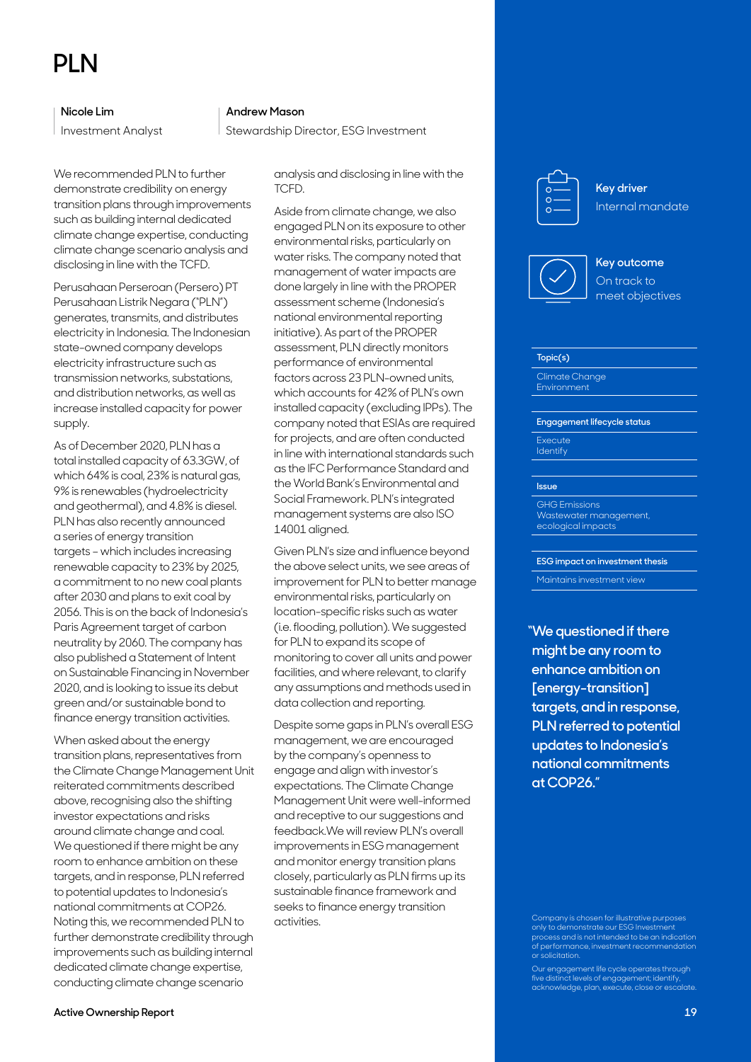# PLN

**Nicole Lim**
Investment Analyst

**Andrew Mason**
Stewardship Director, ESG Investment

We recommended PLN to further demonstrate credibility on energy transition plans through improvements such as building internal dedicated climate change expertise, conducting climate change scenario analysis and disclosing in line with the TCFD.

Perusahaan Perseroan (Persero) PT Perusahaan Listrik Negara ("PLN") generates, transmits, and distributes electricity in Indonesia. The Indonesian state-owned company develops electricity infrastructure such as transmission networks, substations, and distribution networks, as well as increase installed capacity for power supply.

As of December 2020, PLN has a total installed capacity of 63.3GW, of which 64% is coal, 23% is natural gas, 9% is renewables (hydroelectricity and geothermal), and 4.8% is diesel. PLN has also recently announced a series of energy transition targets – which includes increasing renewable capacity to 23% by 2025, a commitment to no new coal plants after 2030 and plans to exit coal by 2056. This is on the back of Indonesia's Paris Agreement target of carbon neutrality by 2060. The company has also published a Statement of Intent on Sustainable Financing in November 2020, and is looking to issue its debut green and/or sustainable bond to finance energy transition activities.

When asked about the energy transition plans, representatives from the Climate Change Management Unit reiterated commitments described above, recognising also the shifting investor expectations and risks around climate change and coal. We questioned if there might be any room to enhance ambition on these targets, and in response, PLN referred to potential updates to Indonesia's national commitments at COP26. Noting this, we recommended PLN to further demonstrate credibility through improvements such as building internal dedicated climate change expertise, conducting climate change scenario analysis and disclosing in line with the TCFD.

Aside from climate change, we also engaged PLN on its exposure to other environmental risks, particularly on water risks. The company noted that management of water impacts are done largely in line with the PROPER assessment scheme (Indonesia's national environmental reporting initiative). As part of the PROPER assessment, PLN directly monitors performance of environmental factors across 23 PLN-owned units, which accounts for 42% of PLN's own installed capacity (excluding IPPs). The company noted that ESIAs are required for projects, and are often conducted in line with international standards such as the IFC Performance Standard and the World Bank's Environmental and Social Framework. PLN's integrated management systems are also ISO 14001 aligned.

Given PLN's size and influence beyond the above select units, we see areas of improvement for PLN to better manage environmental risks, particularly on location-specific risks such as water (i.e. flooding, pollution). We suggested for PLN to expand its scope of monitoring to cover all units and power facilities, and where relevant, to clarify any assumptions and methods used in data collection and reporting.

Despite some gaps in PLN's overall ESG management, we are encouraged by the company's openness to engage and align with investor's expectations. The Climate Change Management Unit were well-informed and receptive to our suggestions and feedback.We will review PLN's overall improvements in ESG management and monitor energy transition plans closely, particularly as PLN firms up its sustainable finance framework and seeks to finance energy transition activities.

**Key driver**
Internal mandate

**Key outcome**
On track to meet objectives

| **Topic(s)** |
| --- |
| Climate Change<br>Environment |

| **Engagement lifecycle status** |
| --- |
| Execute<br>Identify |

| **Issue** |
| --- |
| GHG Emissions<br>Wastewater management, ecological impacts |

| **ESG impact on investment thesis** |
| --- |
| Maintains investment view |

**"We questioned if there might be any room to enhance ambition on [energy-transition] targets, and in response, PLN referred to potential updates to Indonesia's national commitments at COP26."**

Company is chosen for illustrative purposes only to demonstrate our ESG Investment process and is not intended to be an indication of performance, investment recommendation or solicitation.

Our engagement life cycle operates through five distinct levels of engagement; identify, acknowledge, plan, execute, close or escalate.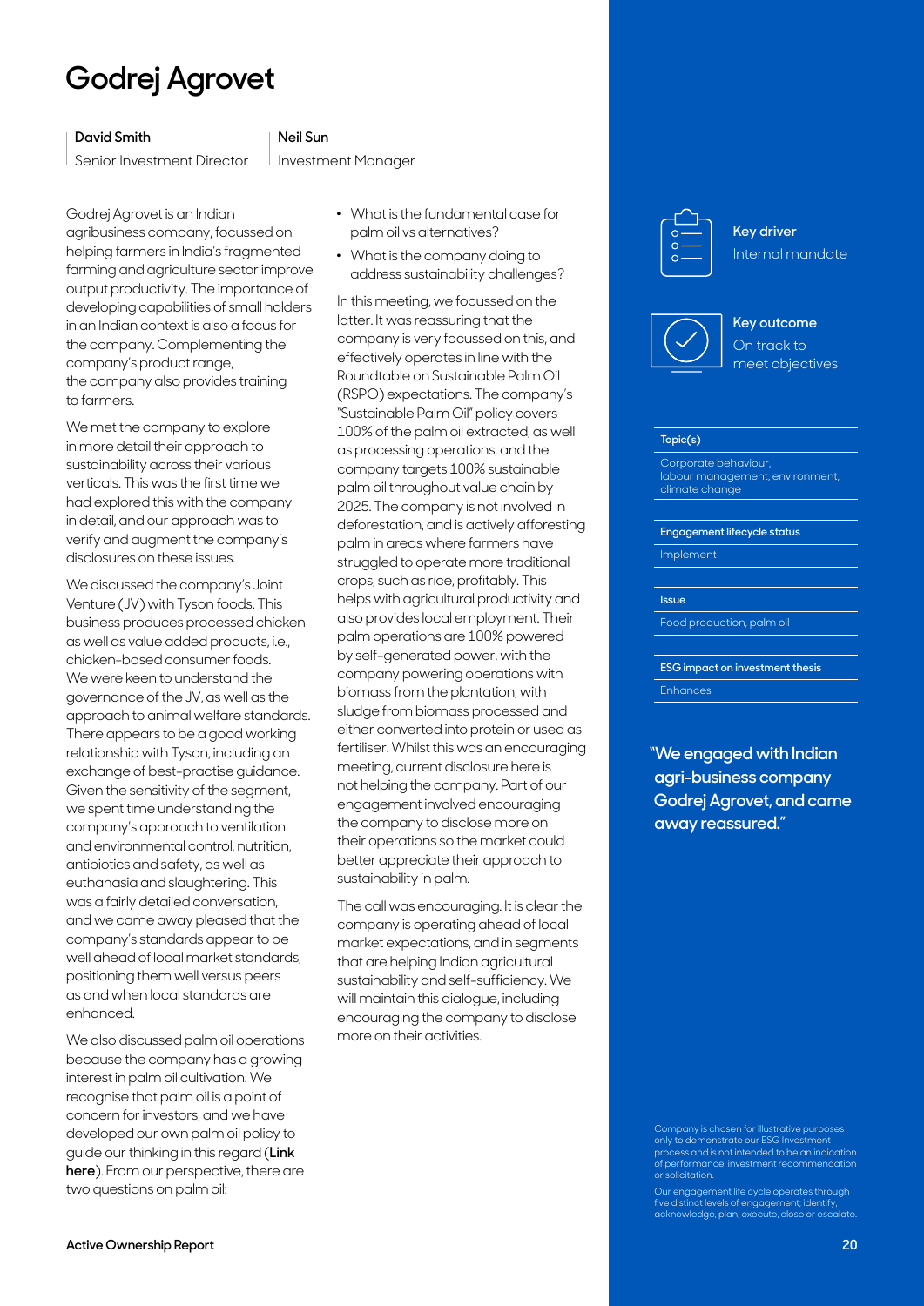# Godrej Agrovet

**David Smith**
Senior Investment Director

**Neil Sun**
Investment Manager

Godrej Agrovet is an Indian agribusiness company, focussed on helping farmers in India's fragmented farming and agriculture sector improve output productivity. The importance of developing capabilities of small holders in an Indian context is also a focus for the company. Complementing the company's product range, the company also provides training to farmers.

We met the company to explore in more detail their approach to sustainability across their various verticals. This was the first time we had explored this with the company in detail, and our approach was to verify and augment the company's disclosures on these issues.

We discussed the company's Joint Venture (JV) with Tyson foods. This business produces processed chicken as well as value added products, i.e., chicken-based consumer foods. We were keen to understand the governance of the JV, as well as the approach to animal welfare standards. There appears to be a good working relationship with Tyson, including an exchange of best-practise guidance. Given the sensitivity of the segment, we spent time understanding the company's approach to ventilation and environmental control, nutrition, antibiotics and safety, as well as euthanasia and slaughtering. This was a fairly detailed conversation, and we came away pleased that the company's standards appear to be well ahead of local market standards, positioning them well versus peers as and when local standards are enhanced.

We also discussed palm oil operations because the company has a growing interest in palm oil cultivation. We recognise that palm oil is a point of concern for investors, and we have developed our own palm oil policy to guide our thinking in this regard (**Link here**). From our perspective, there are two questions on palm oil:

- What is the fundamental case for palm oil vs alternatives?
- What is the company doing to address sustainability challenges?

In this meeting, we focussed on the latter. It was reassuring that the company is very focussed on this, and effectively operates in line with the Roundtable on Sustainable Palm Oil (RSPO) expectations. The company's "Sustainable Palm Oil" policy covers 100% of the palm oil extracted, as well as processing operations, and the company targets 100% sustainable palm oil throughout value chain by 2025. The company is not involved in deforestation, and is actively afforesting palm in areas where farmers have struggled to operate more traditional crops, such as rice, profitably. This helps with agricultural productivity and also provides local employment. Their palm operations are 100% powered by self-generated power, with the company powering operations with biomass from the plantation, with sludge from biomass processed and either converted into protein or used as fertiliser. Whilst this was an encouraging meeting, current disclosure here is not helping the company. Part of our engagement involved encouraging the company to disclose more on their operations so the market could better appreciate their approach to sustainability in palm.

The call was encouraging. It is clear the company is operating ahead of local market expectations, and in segments that are helping Indian agricultural sustainability and self-sufficiency. We will maintain this dialogue, including encouraging the company to disclose more on their activities.

**Key driver**
Internal mandate

**Key outcome**
On track to meet objectives

| Topic(s) |
|---|
| Corporate behaviour, labour management, environment, climate change |

| Engagement lifecycle status |
|---|
| Implement |

| Issue |
|---|
| Food production, palm oil |

| ESG impact on investment thesis |
|---|
| Enhances |

**"We engaged with Indian agri-business company Godrej Agrovet, and came away reassured."**

Company is chosen for illustrative purposes only to demonstrate our ESG Investment process and is not intended to be an indication of performance, investment recommendation or solicitation.

Our engagement life cycle operates through five distinct levels of engagement; identify, acknowledge, plan, execute, close or escalate.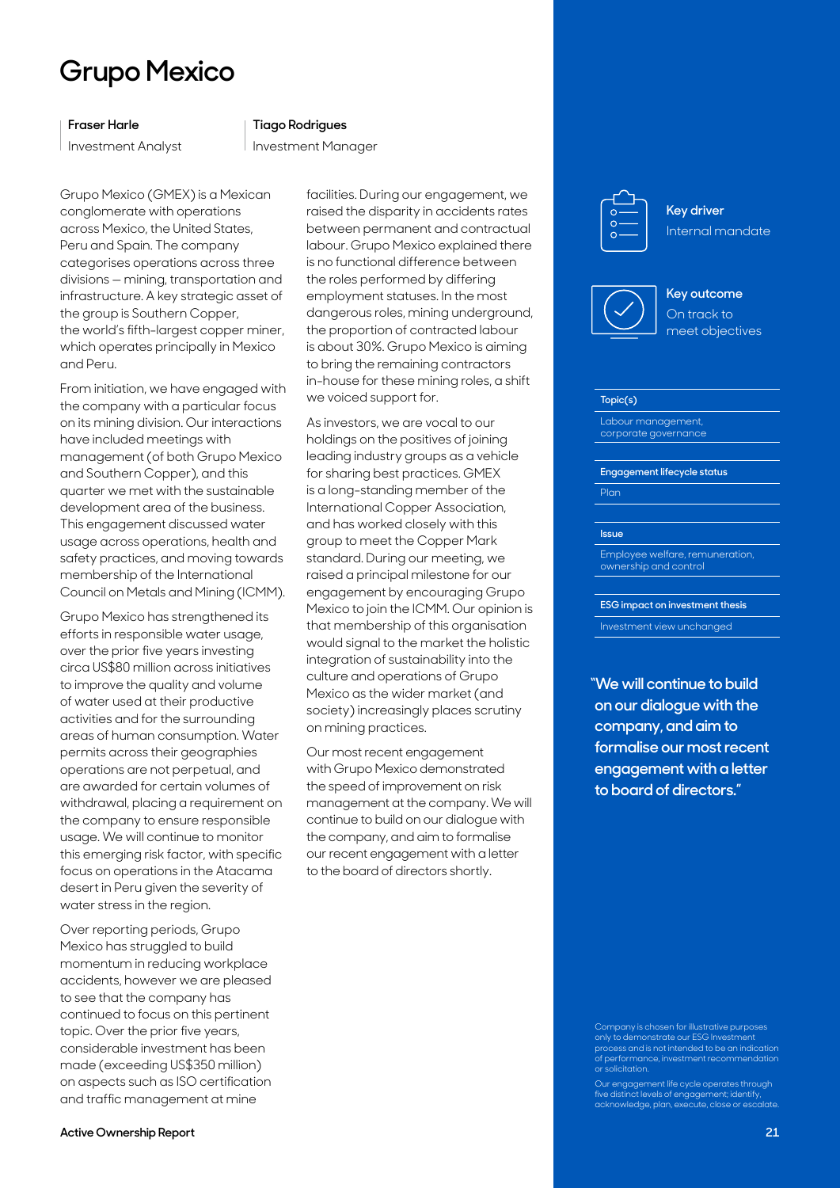# Grupo Mexico

**Fraser Harle**
Investment Analyst

**Tiago Rodrigues**
Investment Manager

Grupo Mexico (GMEX) is a Mexican conglomerate with operations across Mexico, the United States, Peru and Spain. The company categorises operations across three divisions – mining, transportation and infrastructure. A key strategic asset of the group is Southern Copper, the world's fifth-largest copper miner, which operates principally in Mexico and Peru.

From initiation, we have engaged with the company with a particular focus on its mining division. Our interactions have included meetings with management (of both Grupo Mexico and Southern Copper), and this quarter we met with the sustainable development area of the business. This engagement discussed water usage across operations, health and safety practices, and moving towards membership of the International Council on Metals and Mining (ICMM).

Grupo Mexico has strengthened its efforts in responsible water usage, over the prior five years investing circa US$80 million across initiatives to improve the quality and volume of water used at their productive activities and for the surrounding areas of human consumption. Water permits across their geographies operations are not perpetual, and are awarded for certain volumes of withdrawal, placing a requirement on the company to ensure responsible usage. We will continue to monitor this emerging risk factor, with specific focus on operations in the Atacama desert in Peru given the severity of water stress in the region.

Over reporting periods, Grupo Mexico has struggled to build momentum in reducing workplace accidents, however we are pleased to see that the company has continued to focus on this pertinent topic. Over the prior five years, considerable investment has been made (exceeding US$350 million) on aspects such as ISO certification and traffic management at mine facilities. During our engagement, we raised the disparity in accidents rates between permanent and contractual labour. Grupo Mexico explained there is no functional difference between the roles performed by differing employment statuses. In the most dangerous roles, mining underground, the proportion of contracted labour is about 30%. Grupo Mexico is aiming to bring the remaining contractors in-house for these mining roles, a shift we voiced support for.

As investors, we are vocal to our holdings on the positives of joining leading industry groups as a vehicle for sharing best practices. GMEX is a long-standing member of the International Copper Association, and has worked closely with this group to meet the Copper Mark standard. During our meeting, we raised a principal milestone for our engagement by encouraging Grupo Mexico to join the ICMM. Our opinion is that membership of this organisation would signal to the market the holistic integration of sustainability into the culture and operations of Grupo Mexico as the wider market (and society) increasingly places scrutiny on mining practices.

Our most recent engagement with Grupo Mexico demonstrated the speed of improvement on risk management at the company. We will continue to build on our dialogue with the company, and aim to formalise our recent engagement with a letter to the board of directors shortly.

**Key driver**
Internal mandate

**Key outcome**
On track to meet objectives

| Topic(s) |
|---|
| Labour management, corporate governance |

| Engagement lifecycle status |
|---|
| Plan |

| Issue |
|---|
| Employee welfare, remuneration, ownership and control |

| ESG impact on investment thesis |
|---|
| Investment view unchanged |

**"We will continue to build on our dialogue with the company, and aim to formalise our most recent engagement with a letter to board of directors."**

Company is chosen for illustrative purposes only to demonstrate our ESG Investment process and is not intended to be an indication of performance, investment recommendation or solicitation.

Our engagement life cycle operates through five distinct levels of engagement; identify, acknowledge, plan, execute, close or escalate.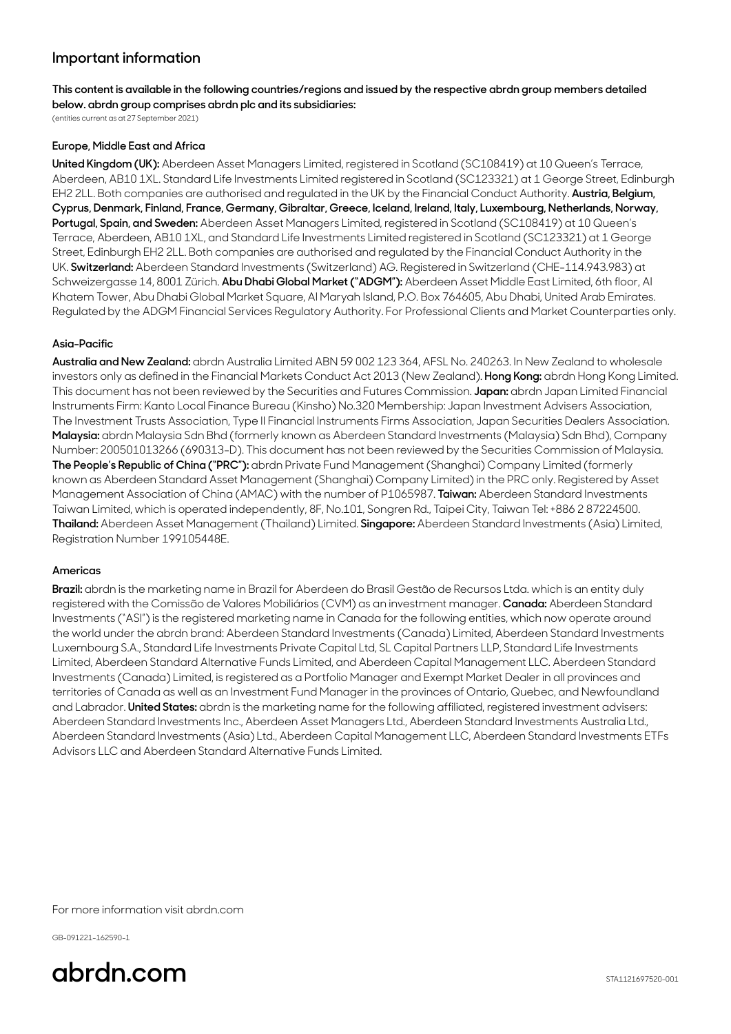## Important information

**This content is available in the following countries/regions and issued by the respective abrdn group members detailed below. abrdn group comprises abrdn plc and its subsidiaries:**
(entities current as at 27 September 2021)

### Europe, Middle East and Africa

**United Kingdom (UK):** Aberdeen Asset Managers Limited, registered in Scotland (SC108419) at 10 Queen's Terrace, Aberdeen, AB10 1XL. Standard Life Investments Limited registered in Scotland (SC123321) at 1 George Street, Edinburgh EH2 2LL. Both companies are authorised and regulated in the UK by the Financial Conduct Authority. **Austria, Belgium, Cyprus, Denmark, Finland, France, Germany, Gibraltar, Greece, Iceland, Ireland, Italy, Luxembourg, Netherlands, Norway, Portugal, Spain, and Sweden:** Aberdeen Asset Managers Limited, registered in Scotland (SC108419) at 10 Queen's Terrace, Aberdeen, AB10 1XL, and Standard Life Investments Limited registered in Scotland (SC123321) at 1 George Street, Edinburgh EH2 2LL. Both companies are authorised and regulated by the Financial Conduct Authority in the UK. **Switzerland:** Aberdeen Standard Investments (Switzerland) AG. Registered in Switzerland (CHE-114.943.983) at Schweizergasse 14, 8001 Zürich. **Abu Dhabi Global Market ("ADGM"):** Aberdeen Asset Middle East Limited, 6th floor, Al Khatem Tower, Abu Dhabi Global Market Square, Al Maryah Island, P.O. Box 764605, Abu Dhabi, United Arab Emirates. Regulated by the ADGM Financial Services Regulatory Authority. For Professional Clients and Market Counterparties only.

### Asia-Pacific

**Australia and New Zealand:** abrdn Australia Limited ABN 59 002 123 364, AFSL No. 240263. In New Zealand to wholesale investors only as defined in the Financial Markets Conduct Act 2013 (New Zealand). **Hong Kong:** abrdn Hong Kong Limited. This document has not been reviewed by the Securities and Futures Commission. **Japan:** abrdn Japan Limited Financial Instruments Firm: Kanto Local Finance Bureau (Kinsho) No.320 Membership: Japan Investment Advisers Association, The Investment Trusts Association, Type II Financial Instruments Firms Association, Japan Securities Dealers Association. **Malaysia:** abrdn Malaysia Sdn Bhd (formerly known as Aberdeen Standard Investments (Malaysia) Sdn Bhd), Company Number: 200501013266 (690313-D). This document has not been reviewed by the Securities Commission of Malaysia. **The People's Republic of China ("PRC"):** abrdn Private Fund Management (Shanghai) Company Limited (formerly known as Aberdeen Standard Asset Management (Shanghai) Company Limited) in the PRC only. Registered by Asset Management Association of China (AMAC) with the number of P1065987. **Taiwan:** Aberdeen Standard Investments Taiwan Limited, which is operated independently, 8F, No.101, Songren Rd., Taipei City, Taiwan Tel: +886 2 87224500. **Thailand:** Aberdeen Asset Management (Thailand) Limited. **Singapore:** Aberdeen Standard Investments (Asia) Limited, Registration Number 199105448E.

### Americas

**Brazil:** abrdn is the marketing name in Brazil for Aberdeen do Brasil Gestão de Recursos Ltda. which is an entity duly registered with the Comissão de Valores Mobiliários (CVM) as an investment manager. **Canada:** Aberdeen Standard Investments ("ASI") is the registered marketing name in Canada for the following entities, which now operate around the world under the abrdn brand: Aberdeen Standard Investments (Canada) Limited, Aberdeen Standard Investments Luxembourg S.A., Standard Life Investments Private Capital Ltd, SL Capital Partners LLP, Standard Life Investments Limited, Aberdeen Standard Alternative Funds Limited, and Aberdeen Capital Management LLC. Aberdeen Standard Investments (Canada) Limited, is registered as a Portfolio Manager and Exempt Market Dealer in all provinces and territories of Canada as well as an Investment Fund Manager in the provinces of Ontario, Quebec, and Newfoundland and Labrador. **United States:** abrdn is the marketing name for the following affiliated, registered investment advisers: Aberdeen Standard Investments Inc., Aberdeen Asset Managers Ltd., Aberdeen Standard Investments Australia Ltd., Aberdeen Standard Investments (Asia) Ltd., Aberdeen Capital Management LLC, Aberdeen Standard Investments ETFs Advisors LLC and Aberdeen Standard Alternative Funds Limited.

For more information visit abrdn.com

GB-091221-162590-1

**abrdn.com**

STA1121697520-001